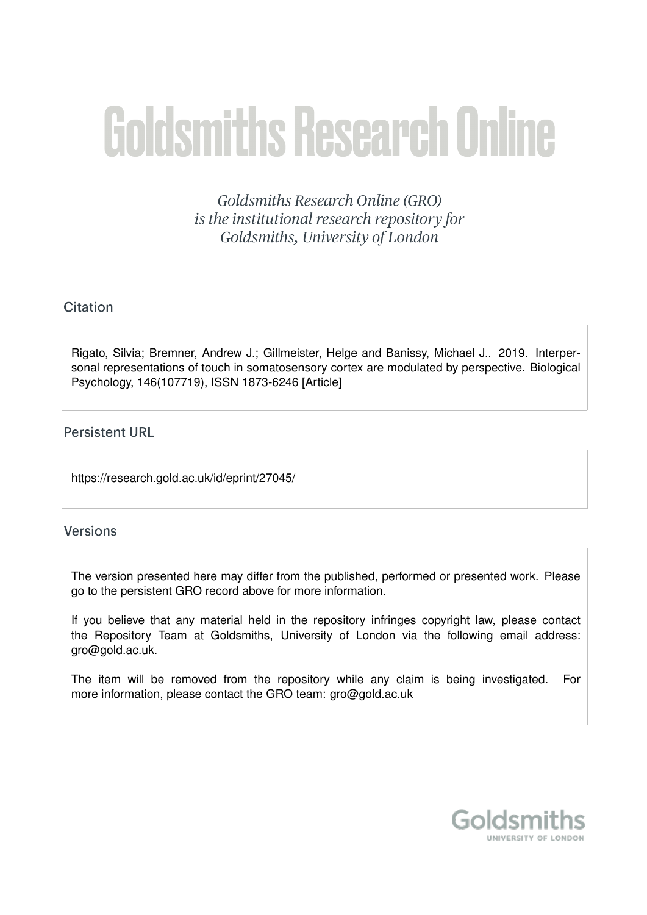# Goldsmiths Research Online

*Goldsmiths Research Online (GRO) is the institutional research repository for Goldsmiths, University of London*

## Citation

Rigato, Silvia; Bremner, Andrew J.; Gillmeister, Helge and Banissy, Michael J.. 2019. Interpersonal representations of touch in somatosensory cortex are modulated by perspective. Biological Psychology, 146(107719), ISSN 1873-6246 [Article]

## Persistent URL

https://research.gold.ac.uk/id/eprint/27045/

## Versions

The version presented here may differ from the published, performed or presented work. Please go to the persistent GRO record above for more information.

If you believe that any material held in the repository infringes copyright law, please contact the Repository Team at Goldsmiths, University of London via the following email address: gro@gold.ac.uk.

The item will be removed from the repository while any claim is being investigated. For more information, please contact the GRO team: gro@gold.ac.uk

Goldsmiths
UNIVERSITY OF LONDON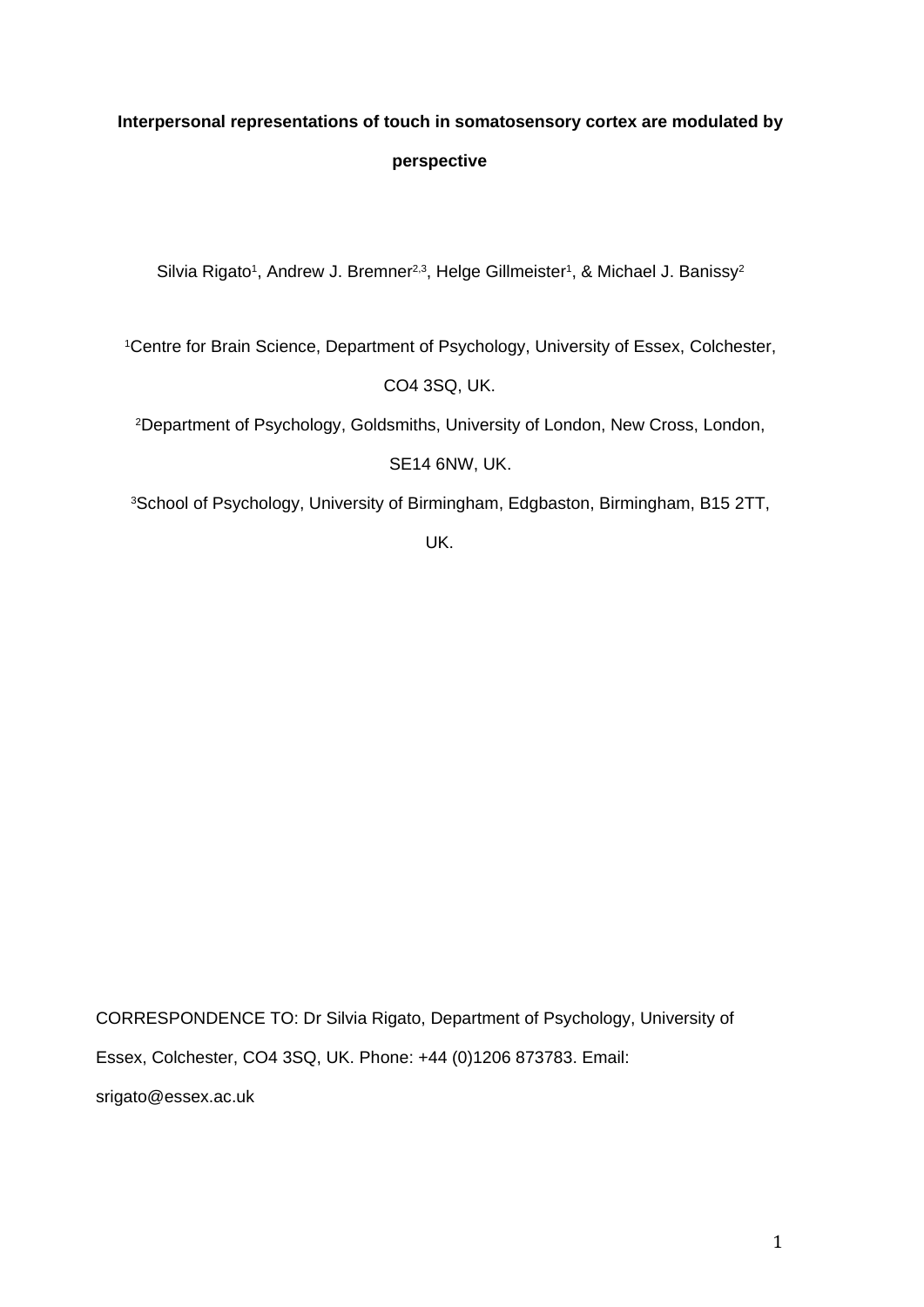**Interpersonal representations of touch in somatosensory cortex are modulated by perspective**

Silvia Rigato[1], Andrew J. Bremner[2,3], Helge Gillmeister[1], & Michael J. Banissy[2]

[1]Centre for Brain Science, Department of Psychology, University of Essex, Colchester, CO4 3SQ, UK.

[2]Department of Psychology, Goldsmiths, University of London, New Cross, London, SE14 6NW, UK.

[3]School of Psychology, University of Birmingham, Edgbaston, Birmingham, B15 2TT, UK.

CORRESPONDENCE TO: Dr Silvia Rigato, Department of Psychology, University of Essex, Colchester, CO4 3SQ, UK. Phone: +44 (0)1206 873783. Email: srigato@essex.ac.uk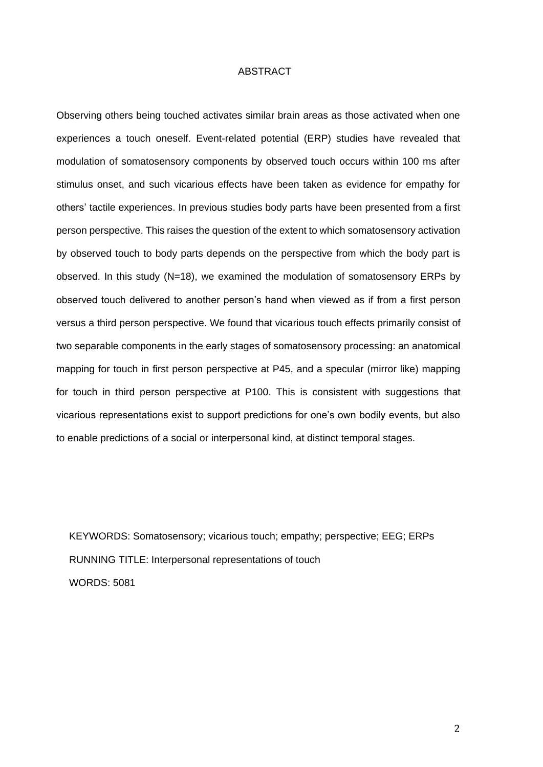# ABSTRACT

Observing others being touched activates similar brain areas as those activated when one experiences a touch oneself. Event-related potential (ERP) studies have revealed that modulation of somatosensory components by observed touch occurs within 100 ms after stimulus onset, and such vicarious effects have been taken as evidence for empathy for others' tactile experiences. In previous studies body parts have been presented from a first person perspective. This raises the question of the extent to which somatosensory activation by observed touch to body parts depends on the perspective from which the body part is observed. In this study (N=18), we examined the modulation of somatosensory ERPs by observed touch delivered to another person's hand when viewed as if from a first person versus a third person perspective. We found that vicarious touch effects primarily consist of two separable components in the early stages of somatosensory processing: an anatomical mapping for touch in first person perspective at P45, and a specular (mirror like) mapping for touch in third person perspective at P100. This is consistent with suggestions that vicarious representations exist to support predictions for one's own bodily events, but also to enable predictions of a social or interpersonal kind, at distinct temporal stages.

KEYWORDS: Somatosensory; vicarious touch; empathy; perspective; EEG; ERPs

RUNNING TITLE: Interpersonal representations of touch

WORDS: 5081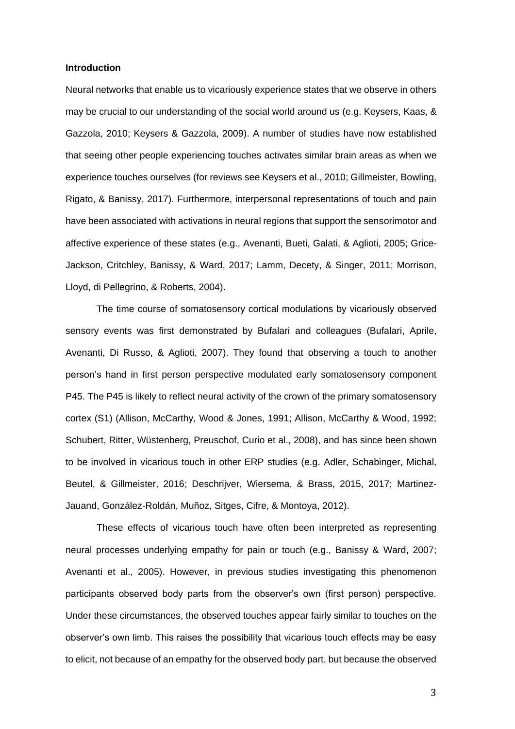### Introduction

Neural networks that enable us to vicariously experience states that we observe in others may be crucial to our understanding of the social world around us (e.g. Keysers, Kaas, & Gazzola, 2010; Keysers & Gazzola, 2009). A number of studies have now established that seeing other people experiencing touches activates similar brain areas as when we experience touches ourselves (for reviews see Keysers et al., 2010; Gillmeister, Bowling, Rigato, & Banissy, 2017). Furthermore, interpersonal representations of touch and pain have been associated with activations in neural regions that support the sensorimotor and affective experience of these states (e.g., Avenanti, Bueti, Galati, & Aglioti, 2005; Grice-Jackson, Critchley, Banissy, & Ward, 2017; Lamm, Decety, & Singer, 2011; Morrison, Lloyd, di Pellegrino, & Roberts, 2004).

The time course of somatosensory cortical modulations by vicariously observed sensory events was first demonstrated by Bufalari and colleagues (Bufalari, Aprile, Avenanti, Di Russo, & Aglioti, 2007). They found that observing a touch to another person's hand in first person perspective modulated early somatosensory component P45. The P45 is likely to reflect neural activity of the crown of the primary somatosensory cortex (S1) (Allison, McCarthy, Wood & Jones, 1991; Allison, McCarthy & Wood, 1992; Schubert, Ritter, Wüstenberg, Preuschof, Curio et al., 2008), and has since been shown to be involved in vicarious touch in other ERP studies (e.g. Adler, Schabinger, Michal, Beutel, & Gillmeister, 2016; Deschrijver, Wiersema, & Brass, 2015, 2017; Martinez-Jauand, González-Roldán, Muñoz, Sitges, Cifre, & Montoya, 2012).

These effects of vicarious touch have often been interpreted as representing neural processes underlying empathy for pain or touch (e.g., Banissy & Ward, 2007; Avenanti et al., 2005). However, in previous studies investigating this phenomenon participants observed body parts from the observer's own (first person) perspective. Under these circumstances, the observed touches appear fairly similar to touches on the observer's own limb. This raises the possibility that vicarious touch effects may be easy to elicit, not because of an empathy for the observed body part, but because the observed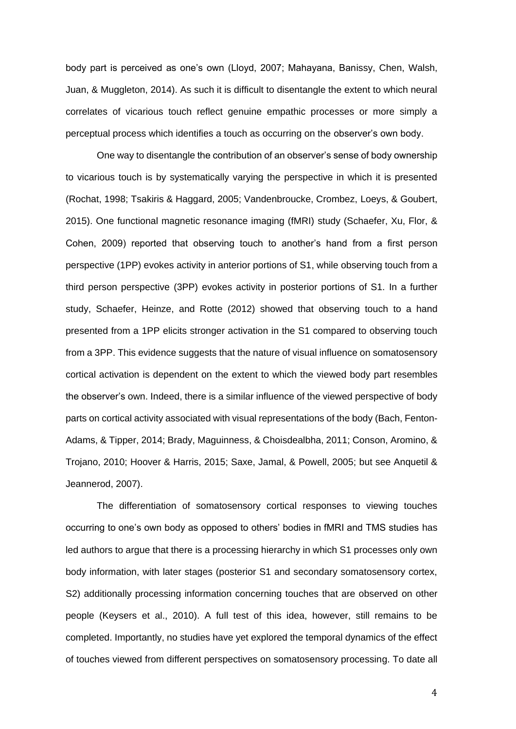body part is perceived as one's own (Lloyd, 2007; Mahayana, Banissy, Chen, Walsh, Juan, & Muggleton, 2014). As such it is difficult to disentangle the extent to which neural correlates of vicarious touch reflect genuine empathic processes or more simply a perceptual process which identifies a touch as occurring on the observer's own body.

One way to disentangle the contribution of an observer's sense of body ownership to vicarious touch is by systematically varying the perspective in which it is presented (Rochat, 1998; Tsakiris & Haggard, 2005; Vandenbroucke, Crombez, Loeys, & Goubert, 2015). One functional magnetic resonance imaging (fMRI) study (Schaefer, Xu, Flor, & Cohen, 2009) reported that observing touch to another's hand from a first person perspective (1PP) evokes activity in anterior portions of S1, while observing touch from a third person perspective (3PP) evokes activity in posterior portions of S1. In a further study, Schaefer, Heinze, and Rotte (2012) showed that observing touch to a hand presented from a 1PP elicits stronger activation in the S1 compared to observing touch from a 3PP. This evidence suggests that the nature of visual influence on somatosensory cortical activation is dependent on the extent to which the viewed body part resembles the observer's own. Indeed, there is a similar influence of the viewed perspective of body parts on cortical activity associated with visual representations of the body (Bach, Fenton-Adams, & Tipper, 2014; Brady, Maguinness, & Choisdealbha, 2011; Conson, Aromino, & Trojano, 2010; Hoover & Harris, 2015; Saxe, Jamal, & Powell, 2005; but see Anquetil & Jeannerod, 2007).

The differentiation of somatosensory cortical responses to viewing touches occurring to one's own body as opposed to others' bodies in fMRI and TMS studies has led authors to argue that there is a processing hierarchy in which S1 processes only own body information, with later stages (posterior S1 and secondary somatosensory cortex, S2) additionally processing information concerning touches that are observed on other people (Keysers et al., 2010). A full test of this idea, however, still remains to be completed. Importantly, no studies have yet explored the temporal dynamics of the effect of touches viewed from different perspectives on somatosensory processing. To date all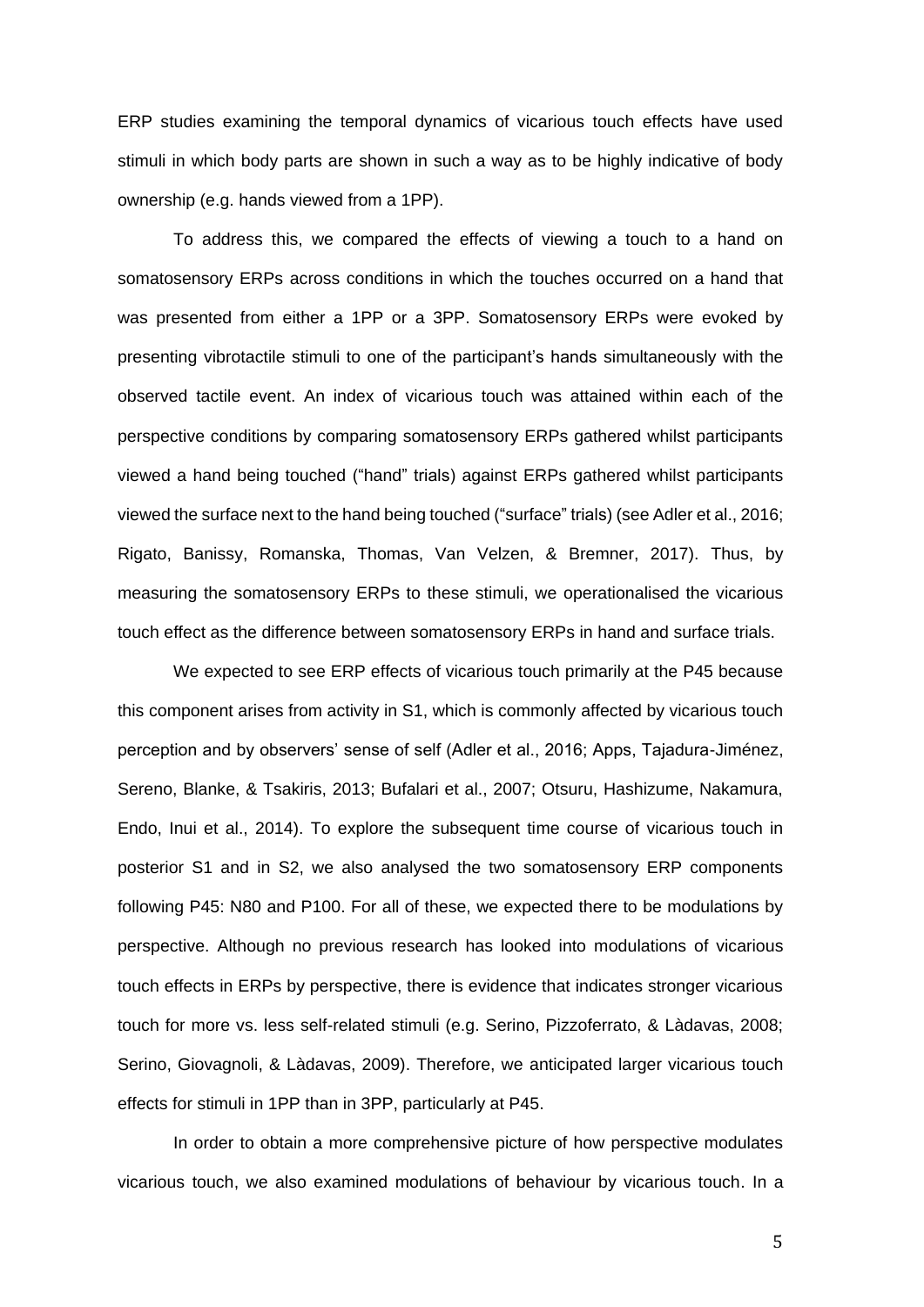ERP studies examining the temporal dynamics of vicarious touch effects have used stimuli in which body parts are shown in such a way as to be highly indicative of body ownership (e.g. hands viewed from a 1PP).

To address this, we compared the effects of viewing a touch to a hand on somatosensory ERPs across conditions in which the touches occurred on a hand that was presented from either a 1PP or a 3PP. Somatosensory ERPs were evoked by presenting vibrotactile stimuli to one of the participant's hands simultaneously with the observed tactile event. An index of vicarious touch was attained within each of the perspective conditions by comparing somatosensory ERPs gathered whilst participants viewed a hand being touched ("hand" trials) against ERPs gathered whilst participants viewed the surface next to the hand being touched ("surface" trials) (see Adler et al., 2016; Rigato, Banissy, Romanska, Thomas, Van Velzen, & Bremner, 2017). Thus, by measuring the somatosensory ERPs to these stimuli, we operationalised the vicarious touch effect as the difference between somatosensory ERPs in hand and surface trials.

We expected to see ERP effects of vicarious touch primarily at the P45 because this component arises from activity in S1, which is commonly affected by vicarious touch perception and by observers' sense of self (Adler et al., 2016; Apps, Tajadura-Jiménez, Sereno, Blanke, & Tsakiris, 2013; Bufalari et al., 2007; Otsuru, Hashizume, Nakamura, Endo, Inui et al., 2014). To explore the subsequent time course of vicarious touch in posterior S1 and in S2, we also analysed the two somatosensory ERP components following P45: N80 and P100. For all of these, we expected there to be modulations by perspective. Although no previous research has looked into modulations of vicarious touch effects in ERPs by perspective, there is evidence that indicates stronger vicarious touch for more vs. less self-related stimuli (e.g. Serino, Pizzoferrato, & Làdavas, 2008; Serino, Giovagnoli, & Làdavas, 2009). Therefore, we anticipated larger vicarious touch effects for stimuli in 1PP than in 3PP, particularly at P45.

In order to obtain a more comprehensive picture of how perspective modulates vicarious touch, we also examined modulations of behaviour by vicarious touch. In a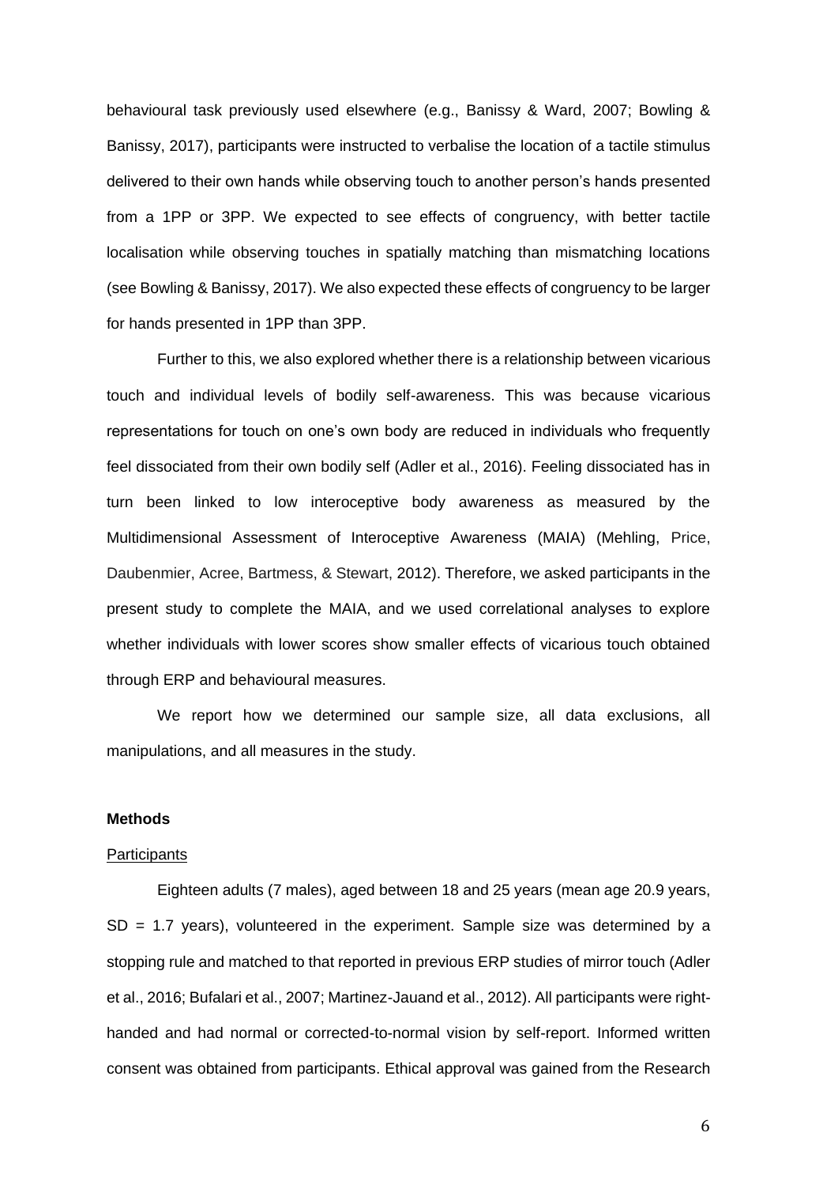behavioural task previously used elsewhere (e.g., Banissy & Ward, 2007; Bowling & Banissy, 2017), participants were instructed to verbalise the location of a tactile stimulus delivered to their own hands while observing touch to another person's hands presented from a 1PP or 3PP. We expected to see effects of congruency, with better tactile localisation while observing touches in spatially matching than mismatching locations (see Bowling & Banissy, 2017). We also expected these effects of congruency to be larger for hands presented in 1PP than 3PP.

Further to this, we also explored whether there is a relationship between vicarious touch and individual levels of bodily self-awareness. This was because vicarious representations for touch on one's own body are reduced in individuals who frequently feel dissociated from their own bodily self (Adler et al., 2016). Feeling dissociated has in turn been linked to low interoceptive body awareness as measured by the Multidimensional Assessment of Interoceptive Awareness (MAIA) (Mehling, Price, Daubenmier, Acree, Bartmess, & Stewart, 2012). Therefore, we asked participants in the present study to complete the MAIA, and we used correlational analyses to explore whether individuals with lower scores show smaller effects of vicarious touch obtained through ERP and behavioural measures.

We report how we determined our sample size, all data exclusions, all manipulations, and all measures in the study.

## Methods

### Participants

Eighteen adults (7 males), aged between 18 and 25 years (mean age 20.9 years, SD = 1.7 years), volunteered in the experiment. Sample size was determined by a stopping rule and matched to that reported in previous ERP studies of mirror touch (Adler et al., 2016; Bufalari et al., 2007; Martinez-Jauand et al., 2012). All participants were right-handed and had normal or corrected-to-normal vision by self-report. Informed written consent was obtained from participants. Ethical approval was gained from the Research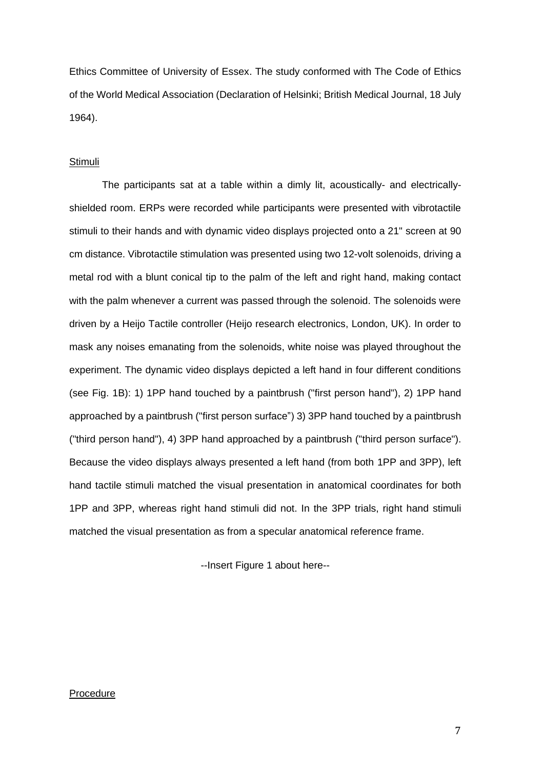Ethics Committee of University of Essex. The study conformed with The Code of Ethics of the World Medical Association (Declaration of Helsinki; British Medical Journal, 18 July 1964).

## Stimuli

The participants sat at a table within a dimly lit, acoustically- and electrically-shielded room. ERPs were recorded while participants were presented with vibrotactile stimuli to their hands and with dynamic video displays projected onto a 21" screen at 90 cm distance. Vibrotactile stimulation was presented using two 12-volt solenoids, driving a metal rod with a blunt conical tip to the palm of the left and right hand, making contact with the palm whenever a current was passed through the solenoid. The solenoids were driven by a Heijo Tactile controller (Heijo research electronics, London, UK). In order to mask any noises emanating from the solenoids, white noise was played throughout the experiment. The dynamic video displays depicted a left hand in four different conditions (see Fig. 1B): 1) 1PP hand touched by a paintbrush ("first person hand"), 2) 1PP hand approached by a paintbrush ("first person surface") 3) 3PP hand touched by a paintbrush ("third person hand"), 4) 3PP hand approached by a paintbrush ("third person surface"). Because the video displays always presented a left hand (from both 1PP and 3PP), left hand tactile stimuli matched the visual presentation in anatomical coordinates for both 1PP and 3PP, whereas right hand stimuli did not. In the 3PP trials, right hand stimuli matched the visual presentation as from a specular anatomical reference frame.

--Insert Figure 1 about here--

## Procedure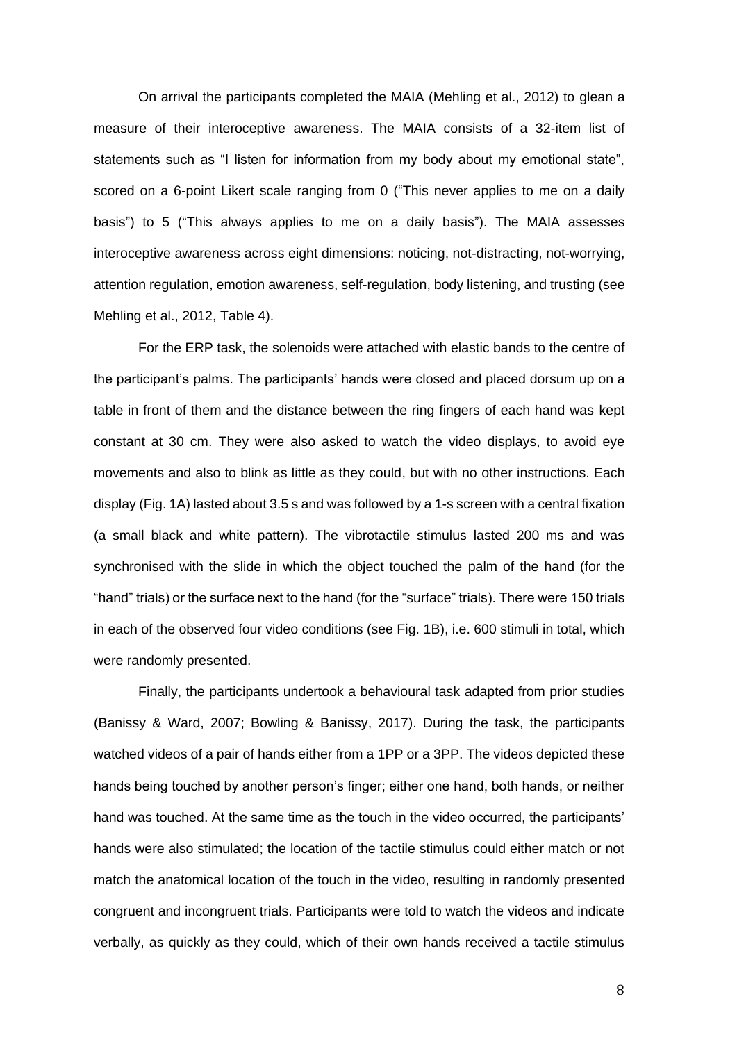On arrival the participants completed the MAIA (Mehling et al., 2012) to glean a measure of their interoceptive awareness. The MAIA consists of a 32-item list of statements such as "I listen for information from my body about my emotional state", scored on a 6-point Likert scale ranging from 0 ("This never applies to me on a daily basis") to 5 ("This always applies to me on a daily basis"). The MAIA assesses interoceptive awareness across eight dimensions: noticing, not-distracting, not-worrying, attention regulation, emotion awareness, self-regulation, body listening, and trusting (see Mehling et al., 2012, Table 4).

For the ERP task, the solenoids were attached with elastic bands to the centre of the participant's palms. The participants' hands were closed and placed dorsum up on a table in front of them and the distance between the ring fingers of each hand was kept constant at 30 cm. They were also asked to watch the video displays, to avoid eye movements and also to blink as little as they could, but with no other instructions. Each display (Fig. 1A) lasted about 3.5 s and was followed by a 1-s screen with a central fixation (a small black and white pattern). The vibrotactile stimulus lasted 200 ms and was synchronised with the slide in which the object touched the palm of the hand (for the "hand" trials) or the surface next to the hand (for the "surface" trials). There were 150 trials in each of the observed four video conditions (see Fig. 1B), i.e. 600 stimuli in total, which were randomly presented.

Finally, the participants undertook a behavioural task adapted from prior studies (Banissy & Ward, 2007; Bowling & Banissy, 2017). During the task, the participants watched videos of a pair of hands either from a 1PP or a 3PP. The videos depicted these hands being touched by another person's finger; either one hand, both hands, or neither hand was touched. At the same time as the touch in the video occurred, the participants' hands were also stimulated; the location of the tactile stimulus could either match or not match the anatomical location of the touch in the video, resulting in randomly presented congruent and incongruent trials. Participants were told to watch the videos and indicate verbally, as quickly as they could, which of their own hands received a tactile stimulus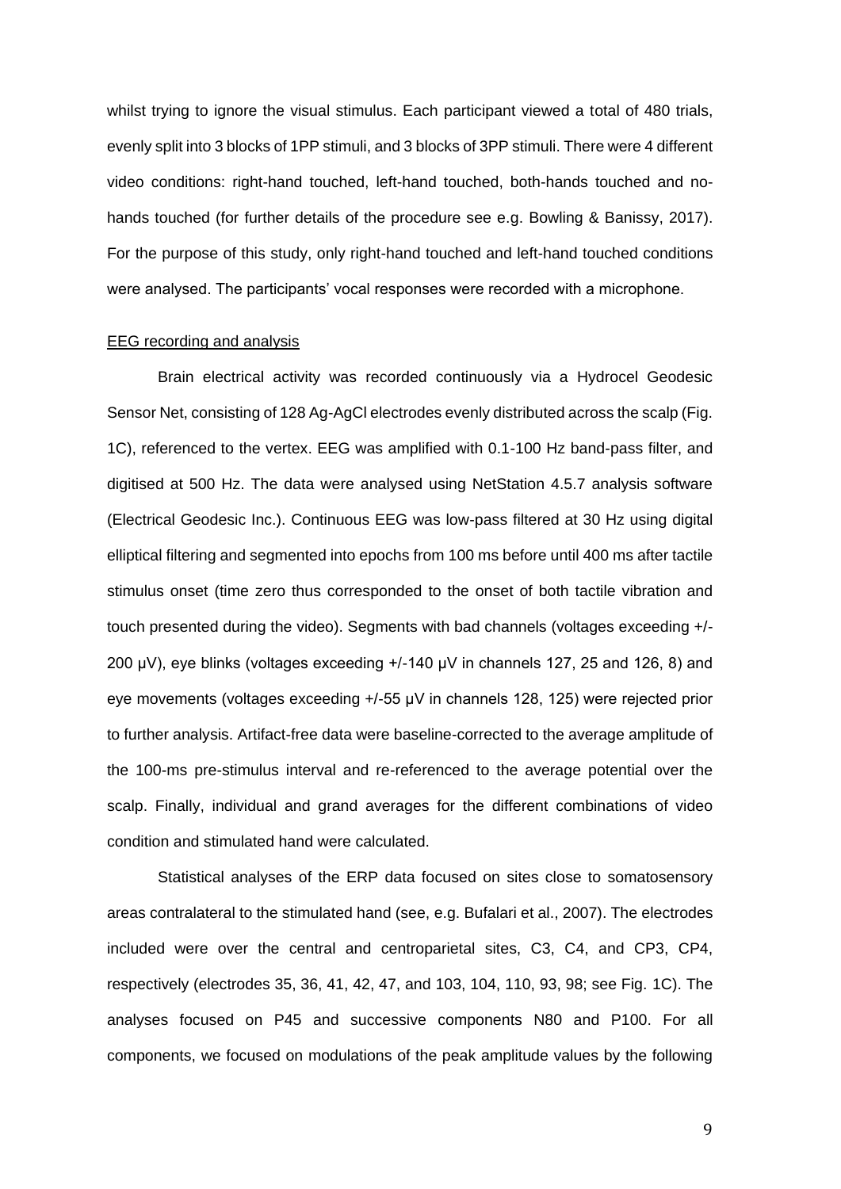whilst trying to ignore the visual stimulus. Each participant viewed a total of 480 trials, evenly split into 3 blocks of 1PP stimuli, and 3 blocks of 3PP stimuli. There were 4 different video conditions: right-hand touched, left-hand touched, both-hands touched and no-hands touched (for further details of the procedure see e.g. Bowling & Banissy, 2017). For the purpose of this study, only right-hand touched and left-hand touched conditions were analysed. The participants' vocal responses were recorded with a microphone.

### EEG recording and analysis

Brain electrical activity was recorded continuously via a Hydrocel Geodesic Sensor Net, consisting of 128 Ag-AgCl electrodes evenly distributed across the scalp (Fig. 1C), referenced to the vertex. EEG was amplified with 0.1-100 Hz band-pass filter, and digitised at 500 Hz. The data were analysed using NetStation 4.5.7 analysis software (Electrical Geodesic Inc.). Continuous EEG was low-pass filtered at 30 Hz using digital elliptical filtering and segmented into epochs from 100 ms before until 400 ms after tactile stimulus onset (time zero thus corresponded to the onset of both tactile vibration and touch presented during the video). Segments with bad channels (voltages exceeding +/- 200 μV), eye blinks (voltages exceeding +/-140 μV in channels 127, 25 and 126, 8) and eye movements (voltages exceeding +/-55 μV in channels 128, 125) were rejected prior to further analysis. Artifact-free data were baseline-corrected to the average amplitude of the 100-ms pre-stimulus interval and re-referenced to the average potential over the scalp. Finally, individual and grand averages for the different combinations of video condition and stimulated hand were calculated.

Statistical analyses of the ERP data focused on sites close to somatosensory areas contralateral to the stimulated hand (see, e.g. Bufalari et al., 2007). The electrodes included were over the central and centroparietal sites, C3, C4, and CP3, CP4, respectively (electrodes 35, 36, 41, 42, 47, and 103, 104, 110, 93, 98; see Fig. 1C). The analyses focused on P45 and successive components N80 and P100. For all components, we focused on modulations of the peak amplitude values by the following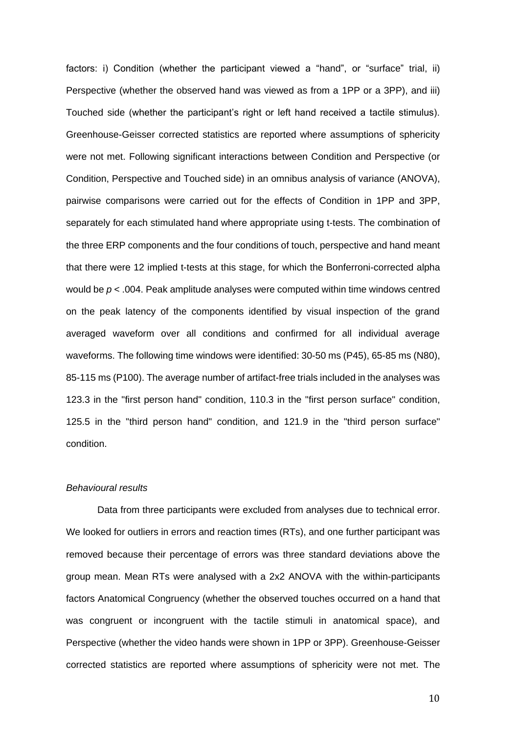factors: i) Condition (whether the participant viewed a “hand”, or “surface” trial, ii) Perspective (whether the observed hand was viewed as from a 1PP or a 3PP), and iii) Touched side (whether the participant’s right or left hand received a tactile stimulus). Greenhouse-Geisser corrected statistics are reported where assumptions of sphericity were not met. Following significant interactions between Condition and Perspective (or Condition, Perspective and Touched side) in an omnibus analysis of variance (ANOVA), pairwise comparisons were carried out for the effects of Condition in 1PP and 3PP, separately for each stimulated hand where appropriate using t-tests. The combination of the three ERP components and the four conditions of touch, perspective and hand meant that there were 12 implied t-tests at this stage, for which the Bonferroni-corrected alpha would be $p < .004$. Peak amplitude analyses were computed within time windows centred on the peak latency of the components identified by visual inspection of the grand averaged waveform over all conditions and confirmed for all individual average waveforms. The following time windows were identified: 30-50 ms (P45), 65-85 ms (N80), 85-115 ms (P100). The average number of artifact-free trials included in the analyses was 123.3 in the "first person hand" condition, 110.3 in the "first person surface" condition, 125.5 in the "third person hand" condition, and 121.9 in the "third person surface" condition.

*Behavioural results*

Data from three participants were excluded from analyses due to technical error. We looked for outliers in errors and reaction times (RTs), and one further participant was removed because their percentage of errors was three standard deviations above the group mean. Mean RTs were analysed with a 2x2 ANOVA with the within-participants factors Anatomical Congruency (whether the observed touches occurred on a hand that was congruent or incongruent with the tactile stimuli in anatomical space), and Perspective (whether the video hands were shown in 1PP or 3PP). Greenhouse-Geisser corrected statistics are reported where assumptions of sphericity were not met. The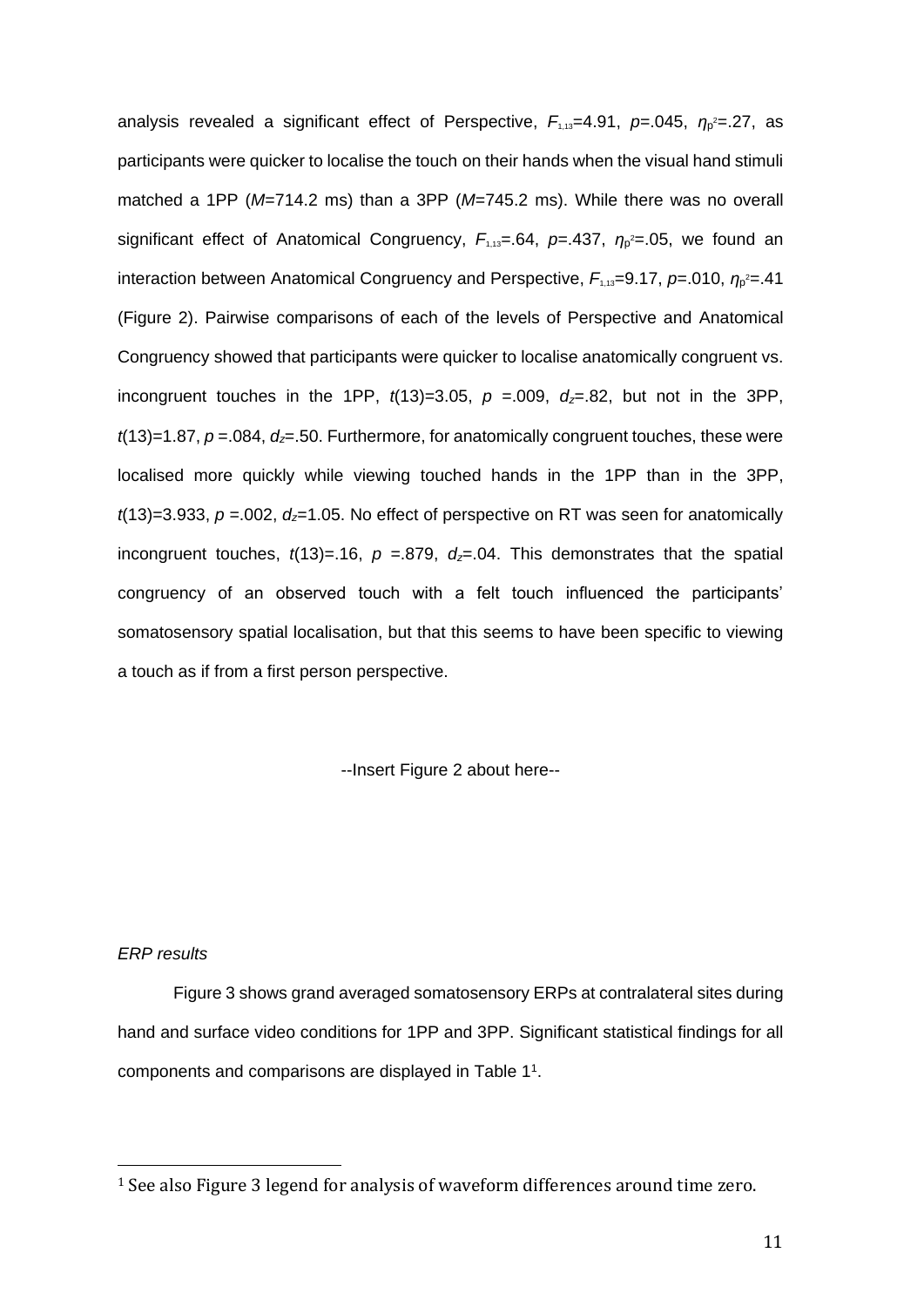analysis revealed a significant effect of Perspective, $F_{1,13}$=4.91, $p$=.045, $\eta_p^2$=.27, as participants were quicker to localise the touch on their hands when the visual hand stimuli matched a 1PP ($M$=714.2 ms) than a 3PP ($M$=745.2 ms). While there was no overall significant effect of Anatomical Congruency, $F_{1,13}$=.64, $p$=.437, $\eta_p^2$=.05, we found an interaction between Anatomical Congruency and Perspective, $F_{1,13}$=9.17, $p$=.010, $\eta_p^2$=.41 (Figure 2). Pairwise comparisons of each of the levels of Perspective and Anatomical Congruency showed that participants were quicker to localise anatomically congruent vs. incongruent touches in the 1PP, $t$(13)=3.05, $p$ =.009, $d_z$=.82, but not in the 3PP, $t$(13)=1.87, $p$ =.084, $d_z$=.50. Furthermore, for anatomically congruent touches, these were localised more quickly while viewing touched hands in the 1PP than in the 3PP, $t$(13)=3.933, $p$ =.002, $d_z$=1.05. No effect of perspective on RT was seen for anatomically incongruent touches, $t$(13)=.16, $p$ =.879, $d_z$=.04. This demonstrates that the spatial congruency of an observed touch with a felt touch influenced the participants' somatosensory spatial localisation, but that this seems to have been specific to viewing a touch as if from a first person perspective.

--Insert Figure 2 about here--

*ERP results*

Figure 3 shows grand averaged somatosensory ERPs at contralateral sites during hand and surface video conditions for 1PP and 3PP. Significant statistical findings for all components and comparisons are displayed in Table 1[1].

[1] See also Figure 3 legend for analysis of waveform differences around time zero.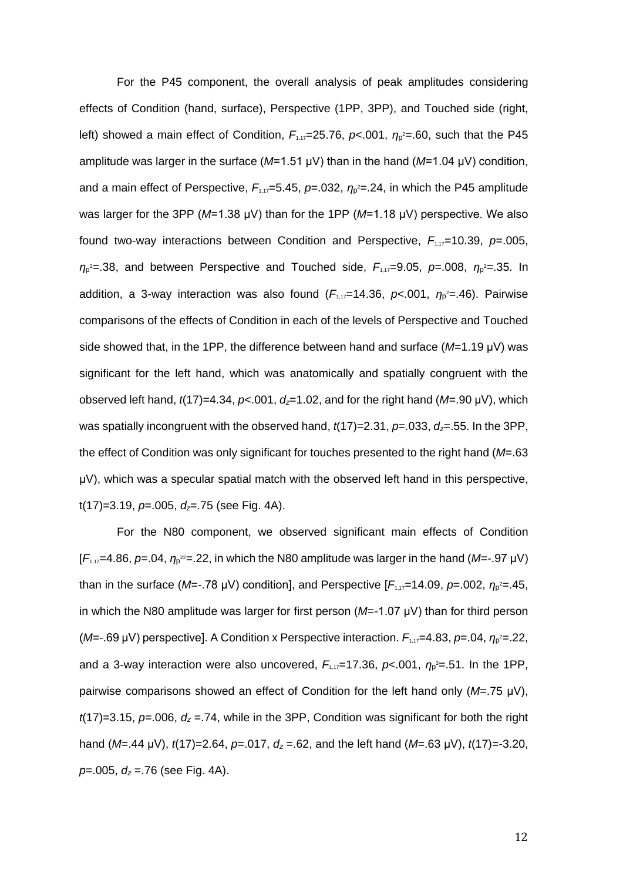For the P45 component, the overall analysis of peak amplitudes considering effects of Condition (hand, surface), Perspective (1PP, 3PP), and Touched side (right, left) showed a main effect of Condition, $F_{1,17}$=25.76, $p$<.001, $\eta_p^2$=.60, such that the P45 amplitude was larger in the surface ($M$=1.51 μV) than in the hand ($M$=1.04 μV) condition, and a main effect of Perspective, $F_{1,17}$=5.45, $p$=.032, $\eta_p^2$=.24, in which the P45 amplitude was larger for the 3PP ($M$=1.38 μV) than for the 1PP ($M$=1.18 μV) perspective. We also found two-way interactions between Condition and Perspective, $F_{1,17}$=10.39, $p$=.005, $\eta_p^2$=.38, and between Perspective and Touched side, $F_{1,17}$=9.05, $p$=.008, $\eta_p^2$=.35. In addition, a 3-way interaction was also found ($F_{1,17}$=14.36, $p$<.001, $\eta_p^2$=.46). Pairwise comparisons of the effects of Condition in each of the levels of Perspective and Touched side showed that, in the 1PP, the difference between hand and surface ($M$=1.19 μV) was significant for the left hand, which was anatomically and spatially congruent with the observed left hand, $t$(17)=4.34, $p$<.001, $d_z$=1.02, and for the right hand ($M$=.90 μV), which was spatially incongruent with the observed hand, $t$(17)=2.31, $p$=.033, $d_z$=.55. In the 3PP, the effect of Condition was only significant for touches presented to the right hand ($M$=.63 μV), which was a specular spatial match with the observed left hand in this perspective, t(17)=3.19, $p$=.005, $d_z$=.75 (see Fig. 4A).

For the N80 component, we observed significant main effects of Condition [$F_{1,17}$=4.86, $p$=.04, $\eta_p^{22}$=.22, in which the N80 amplitude was larger in the hand ($M$=-.97 μV) than in the surface ($M$=-.78 μV) condition], and Perspective [$F_{1,17}$=14.09, $p$=.002, $\eta_p^2$=.45, in which the N80 amplitude was larger for first person ($M$=-1.07 μV) than for third person ($M$=-.69 μV) perspective]. A Condition x Perspective interaction. $F_{1,17}$=4.83, $p$=.04, $\eta_p^2$=.22, and a 3-way interaction were also uncovered, $F_{1,17}$=17.36, $p$<.001, $\eta_p^2$=.51. In the 1PP, pairwise comparisons showed an effect of Condition for the left hand only ($M$=.75 μV), $t$(17)=3.15, $p$=.006, $d_z$ =.74, while in the 3PP, Condition was significant for both the right hand ($M$=.44 μV), $t$(17)=2.64, $p$=.017, $d_z$ =.62, and the left hand ($M$=.63 μV), $t$(17)=-3.20, $p$=.005, $d_z$ =.76 (see Fig. 4A).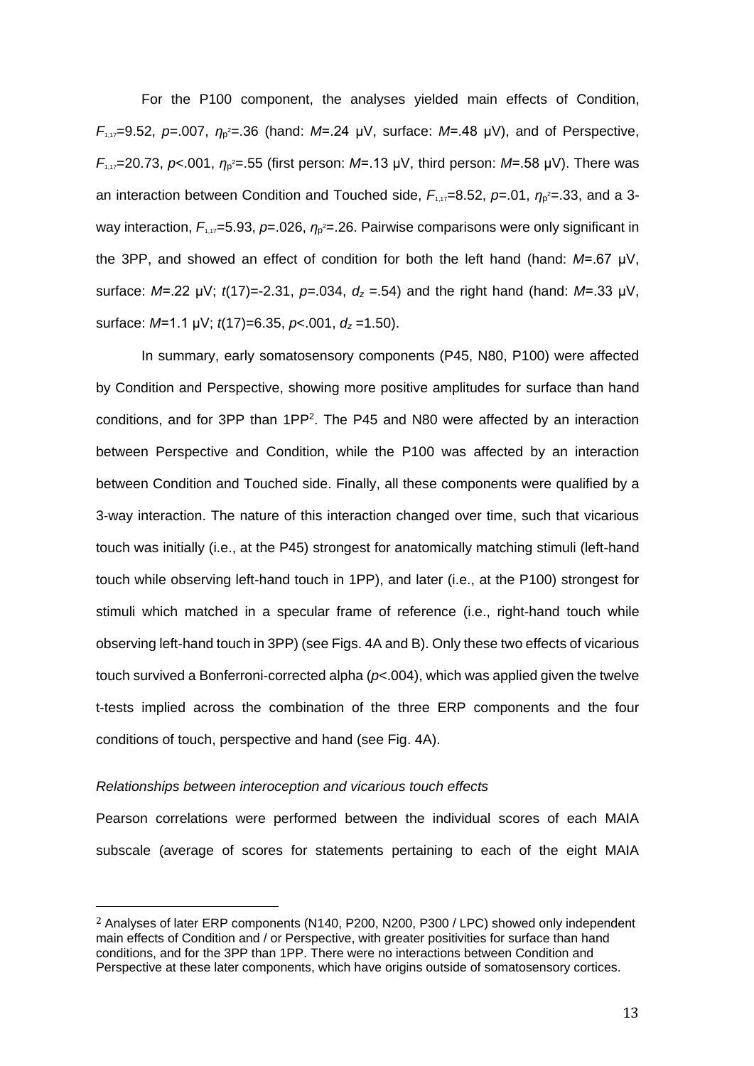For the P100 component, the analyses yielded main effects of Condition, $F_{1,17}$=9.52, $p$=.007, $\eta_p^2$=.36 (hand: $M$=.24 μV, surface: $M$=.48 μV), and of Perspective, $F_{1,17}$=20.73, $p$<.001, $\eta_p^2$=.55 (first person: $M$=.13 μV, third person: $M$=.58 μV). There was an interaction between Condition and Touched side, $F_{1,17}$=8.52, $p$=.01, $\eta_p^2$=.33, and a 3-way interaction, $F_{1,17}$=5.93, $p$=.026, $\eta_p^2$=.26. Pairwise comparisons were only significant in the 3PP, and showed an effect of condition for both the left hand (hand: $M$=.67 μV, surface: $M$=.22 μV; $t$(17)=-2.31, $p$=.034, $d_z$ =.54) and the right hand (hand: $M$=.33 μV, surface: $M$=1.1 μV; $t$(17)=6.35, $p$<.001, $d_z$ =1.50).

In summary, early somatosensory components (P45, N80, P100) were affected by Condition and Perspective, showing more positive amplitudes for surface than hand conditions, and for 3PP than 1PP[2]. The P45 and N80 were affected by an interaction between Perspective and Condition, while the P100 was affected by an interaction between Condition and Touched side. Finally, all these components were qualified by a 3-way interaction. The nature of this interaction changed over time, such that vicarious touch was initially (i.e., at the P45) strongest for anatomically matching stimuli (left-hand touch while observing left-hand touch in 1PP), and later (i.e., at the P100) strongest for stimuli which matched in a specular frame of reference (i.e., right-hand touch while observing left-hand touch in 3PP) (see Figs. 4A and B). Only these two effects of vicarious touch survived a Bonferroni-corrected alpha ($p$<.004), which was applied given the twelve t-tests implied across the combination of the three ERP components and the four conditions of touch, perspective and hand (see Fig. 4A).

*Relationships between interoception and vicarious touch effects*

Pearson correlations were performed between the individual scores of each MAIA subscale (average of scores for statements pertaining to each of the eight MAIA

[2] Analyses of later ERP components (N140, P200, N200, P300 / LPC) showed only independent main effects of Condition and / or Perspective, with greater positivities for surface than hand conditions, and for the 3PP than 1PP. There were no interactions between Condition and Perspective at these later components, which have origins outside of somatosensory cortices.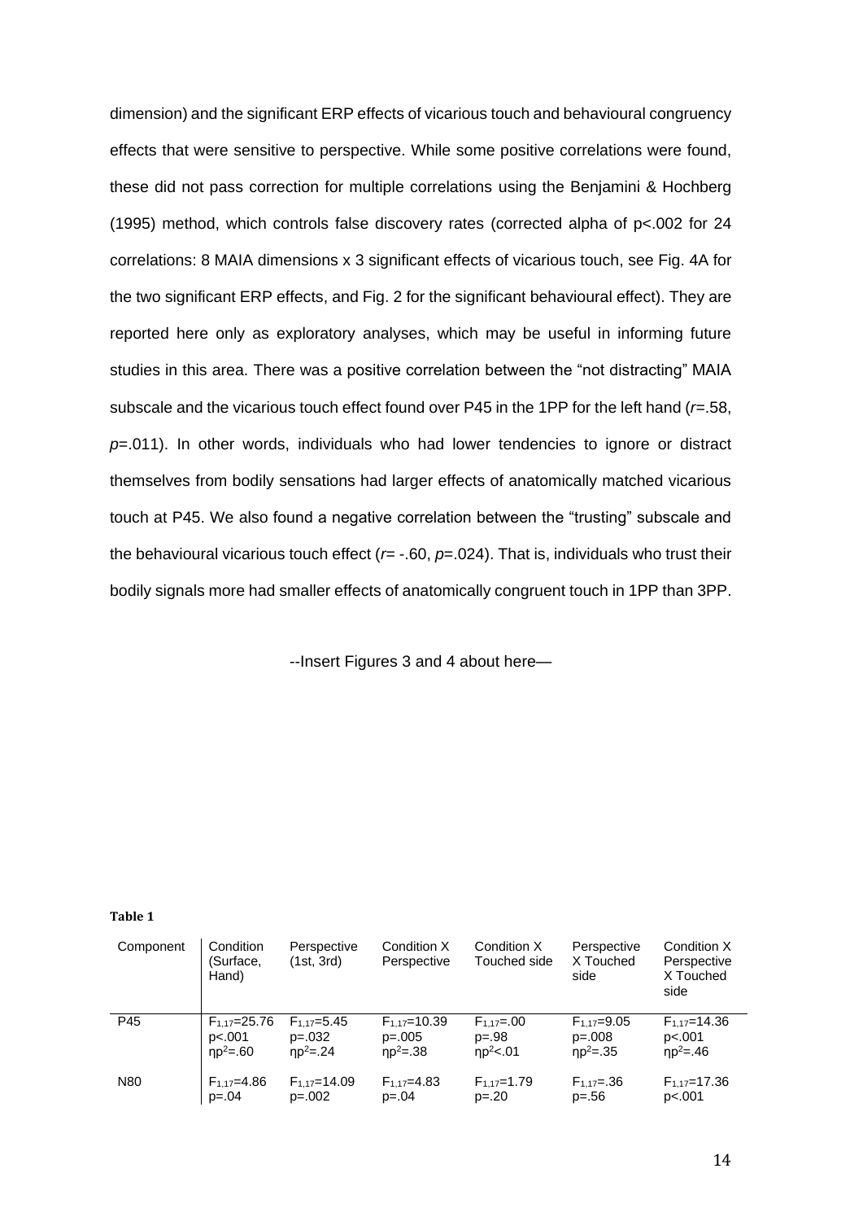dimension) and the significant ERP effects of vicarious touch and behavioural congruency effects that were sensitive to perspective. While some positive correlations were found, these did not pass correction for multiple correlations using the Benjamini & Hochberg (1995) method, which controls false discovery rates (corrected alpha of p<.002 for 24 correlations: 8 MAIA dimensions x 3 significant effects of vicarious touch, see Fig. 4A for the two significant ERP effects, and Fig. 2 for the significant behavioural effect). They are reported here only as exploratory analyses, which may be useful in informing future studies in this area. There was a positive correlation between the "not distracting" MAIA subscale and the vicarious touch effect found over P45 in the 1PP for the left hand ($r$=.58, $p$=.011). In other words, individuals who had lower tendencies to ignore or distract themselves from bodily sensations had larger effects of anatomically matched vicarious touch at P45. We also found a negative correlation between the "trusting" subscale and the behavioural vicarious touch effect ($r$= -.60, $p$=.024). That is, individuals who trust their bodily signals more had smaller effects of anatomically congruent touch in 1PP than 3PP.

--Insert Figures 3 and 4 about here—

**Table 1**

| Component | Condition (Surface, Hand) | Perspective (1st, 3rd) | Condition X Perspective | Condition X Touched side | Perspective X Touched side | Condition X Perspective X Touched side |
|---|---|---|---|---|---|---|
| P45 | $F_{1,17}$=25.76 p<.001 $\eta p^2$=.60 | $F_{1,17}$=5.45 p=.032 $\eta p^2$=.24 | $F_{1,17}$=10.39 p=.005 $\eta p^2$=.38 | $F_{1,17}$=.00 p=.98 $\eta p^2$<.01 | $F_{1,17}$=9.05 p=.008 $\eta p^2$=.35 | $F_{1,17}$=14.36 p<.001 $\eta p^2$=.46 |
| N80 | $F_{1,17}$=4.86 p=.04 | $F_{1,17}$=14.09 p=.002 | $F_{1,17}$=4.83 p=.04 | $F_{1,17}$=1.79 p=.20 | $F_{1,17}$=.36 p=.56 | $F_{1,17}$=17.36 p<.001 |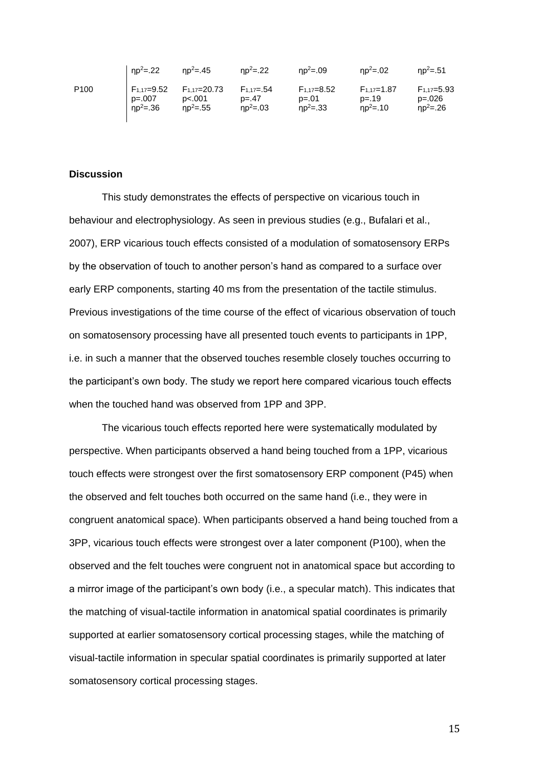| | | | | | | |
|---|---|---|---|---|---|---|
| | $\eta p^2$=.22 | $\eta p^2$=.45 | $\eta p^2$=.22 | $\eta p^2$=.09 | $\eta p^2$=.02 | $\eta p^2$=.51 |
| P100 | $F_{1,17}$=9.52<br>p=.007<br>$\eta p^2$=.36 | $F_{1,17}$=20.73<br>p<.001<br>$\eta p^2$=.55 | $F_{1,17}$=.54<br>p=.47<br>$\eta p^2$=.03 | $F_{1,17}$=8.52<br>p=.01<br>$\eta p^2$=.33 | $F_{1,17}$=1.87<br>p=.19<br>$\eta p^2$=.10 | $F_{1,17}$=5.93<br>p=.026<br>$\eta p^2$=.26 |

**Discussion**

This study demonstrates the effects of perspective on vicarious touch in behaviour and electrophysiology. As seen in previous studies (e.g., Bufalari et al., 2007), ERP vicarious touch effects consisted of a modulation of somatosensory ERPs by the observation of touch to another person's hand as compared to a surface over early ERP components, starting 40 ms from the presentation of the tactile stimulus. Previous investigations of the time course of the effect of vicarious observation of touch on somatosensory processing have all presented touch events to participants in 1PP, i.e. in such a manner that the observed touches resemble closely touches occurring to the participant's own body. The study we report here compared vicarious touch effects when the touched hand was observed from 1PP and 3PP.

The vicarious touch effects reported here were systematically modulated by perspective. When participants observed a hand being touched from a 1PP, vicarious touch effects were strongest over the first somatosensory ERP component (P45) when the observed and felt touches both occurred on the same hand (i.e., they were in congruent anatomical space). When participants observed a hand being touched from a 3PP, vicarious touch effects were strongest over a later component (P100), when the observed and the felt touches were congruent not in anatomical space but according to a mirror image of the participant's own body (i.e., a specular match). This indicates that the matching of visual-tactile information in anatomical spatial coordinates is primarily supported at earlier somatosensory cortical processing stages, while the matching of visual-tactile information in specular spatial coordinates is primarily supported at later somatosensory cortical processing stages.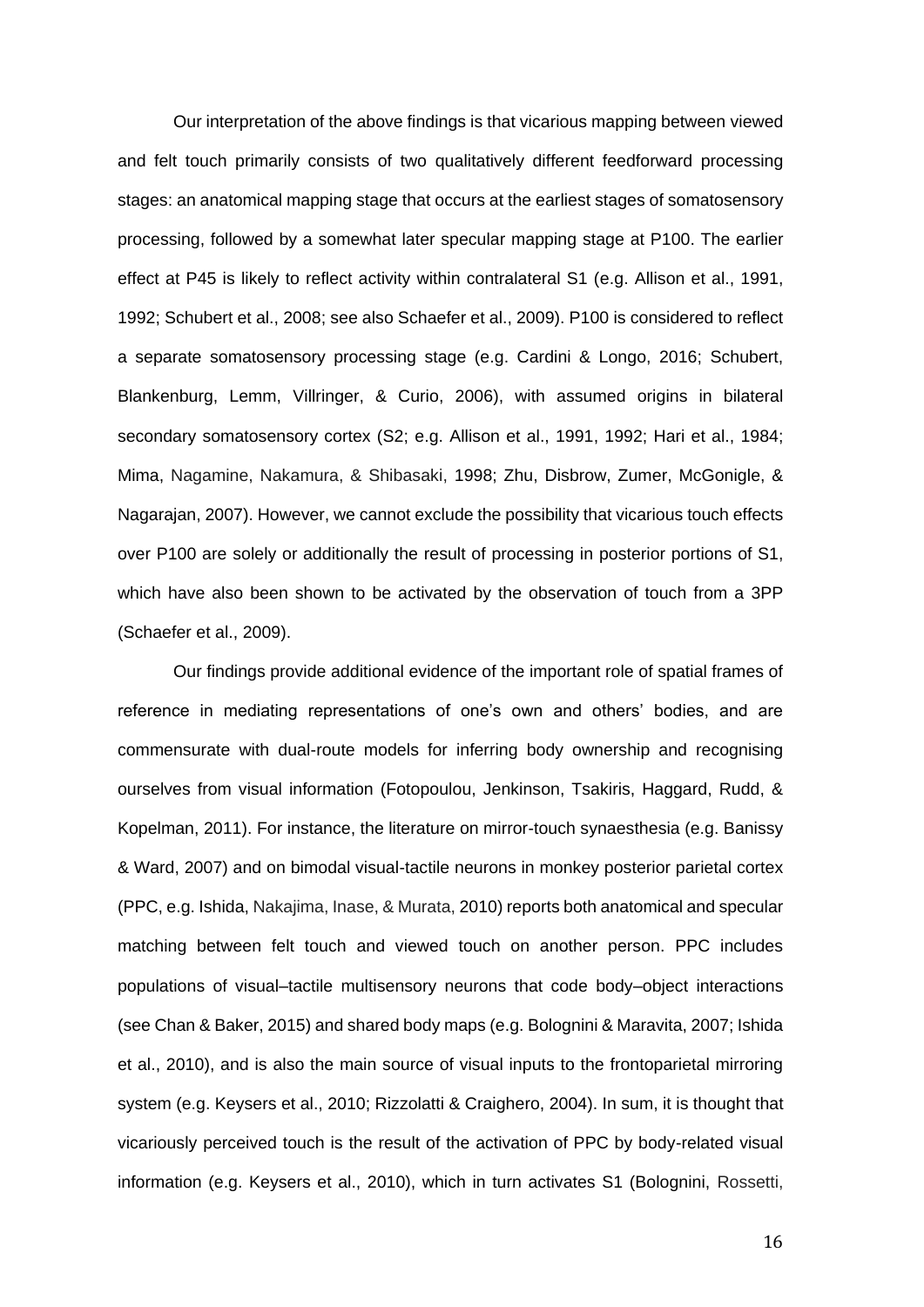Our interpretation of the above findings is that vicarious mapping between viewed and felt touch primarily consists of two qualitatively different feedforward processing stages: an anatomical mapping stage that occurs at the earliest stages of somatosensory processing, followed by a somewhat later specular mapping stage at P100. The earlier effect at P45 is likely to reflect activity within contralateral S1 (e.g. Allison et al., 1991, 1992; Schubert et al., 2008; see also Schaefer et al., 2009). P100 is considered to reflect a separate somatosensory processing stage (e.g. Cardini & Longo, 2016; Schubert, Blankenburg, Lemm, Villringer, & Curio, 2006), with assumed origins in bilateral secondary somatosensory cortex (S2; e.g. Allison et al., 1991, 1992; Hari et al., 1984; Mima, Nagamine, Nakamura, & Shibasaki, 1998; Zhu, Disbrow, Zumer, McGonigle, & Nagarajan, 2007). However, we cannot exclude the possibility that vicarious touch effects over P100 are solely or additionally the result of processing in posterior portions of S1, which have also been shown to be activated by the observation of touch from a 3PP (Schaefer et al., 2009).

Our findings provide additional evidence of the important role of spatial frames of reference in mediating representations of one's own and others' bodies, and are commensurate with dual-route models for inferring body ownership and recognising ourselves from visual information (Fotopoulou, Jenkinson, Tsakiris, Haggard, Rudd, & Kopelman, 2011). For instance, the literature on mirror-touch synaesthesia (e.g. Banissy & Ward, 2007) and on bimodal visual-tactile neurons in monkey posterior parietal cortex (PPC, e.g. Ishida, Nakajima, Inase, & Murata, 2010) reports both anatomical and specular matching between felt touch and viewed touch on another person. PPC includes populations of visual–tactile multisensory neurons that code body–object interactions (see Chan & Baker, 2015) and shared body maps (e.g. Bolognini & Maravita, 2007; Ishida et al., 2010), and is also the main source of visual inputs to the frontoparietal mirroring system (e.g. Keysers et al., 2010; Rizzolatti & Craighero, 2004). In sum, it is thought that vicariously perceived touch is the result of the activation of PPC by body-related visual information (e.g. Keysers et al., 2010), which in turn activates S1 (Bolognini, Rossetti,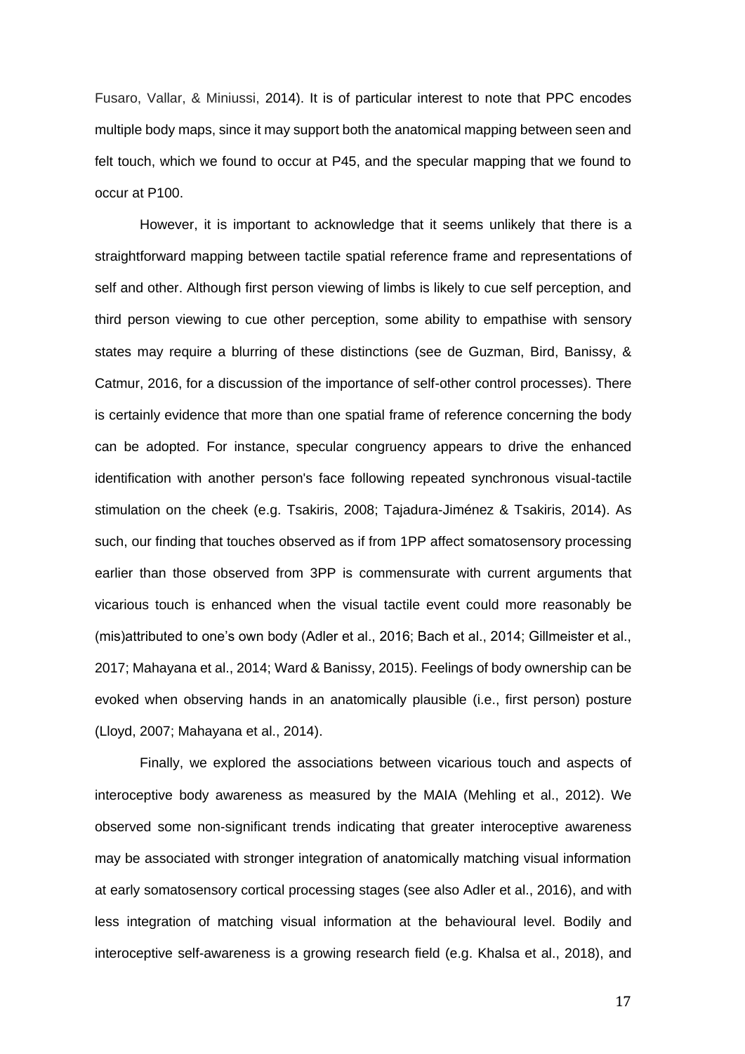Fusaro, Vallar, & Miniussi, 2014). It is of particular interest to note that PPC encodes multiple body maps, since it may support both the anatomical mapping between seen and felt touch, which we found to occur at P45, and the specular mapping that we found to occur at P100.

However, it is important to acknowledge that it seems unlikely that there is a straightforward mapping between tactile spatial reference frame and representations of self and other. Although first person viewing of limbs is likely to cue self perception, and third person viewing to cue other perception, some ability to empathise with sensory states may require a blurring of these distinctions (see de Guzman, Bird, Banissy, & Catmur, 2016, for a discussion of the importance of self-other control processes). There is certainly evidence that more than one spatial frame of reference concerning the body can be adopted. For instance, specular congruency appears to drive the enhanced identification with another person's face following repeated synchronous visual-tactile stimulation on the cheek (e.g. Tsakiris, 2008; Tajadura-Jiménez & Tsakiris, 2014). As such, our finding that touches observed as if from 1PP affect somatosensory processing earlier than those observed from 3PP is commensurate with current arguments that vicarious touch is enhanced when the visual tactile event could more reasonably be (mis)attributed to one's own body (Adler et al., 2016; Bach et al., 2014; Gillmeister et al., 2017; Mahayana et al., 2014; Ward & Banissy, 2015). Feelings of body ownership can be evoked when observing hands in an anatomically plausible (i.e., first person) posture (Lloyd, 2007; Mahayana et al., 2014).

Finally, we explored the associations between vicarious touch and aspects of interoceptive body awareness as measured by the MAIA (Mehling et al., 2012). We observed some non-significant trends indicating that greater interoceptive awareness may be associated with stronger integration of anatomically matching visual information at early somatosensory cortical processing stages (see also Adler et al., 2016), and with less integration of matching visual information at the behavioural level. Bodily and interoceptive self-awareness is a growing research field (e.g. Khalsa et al., 2018), and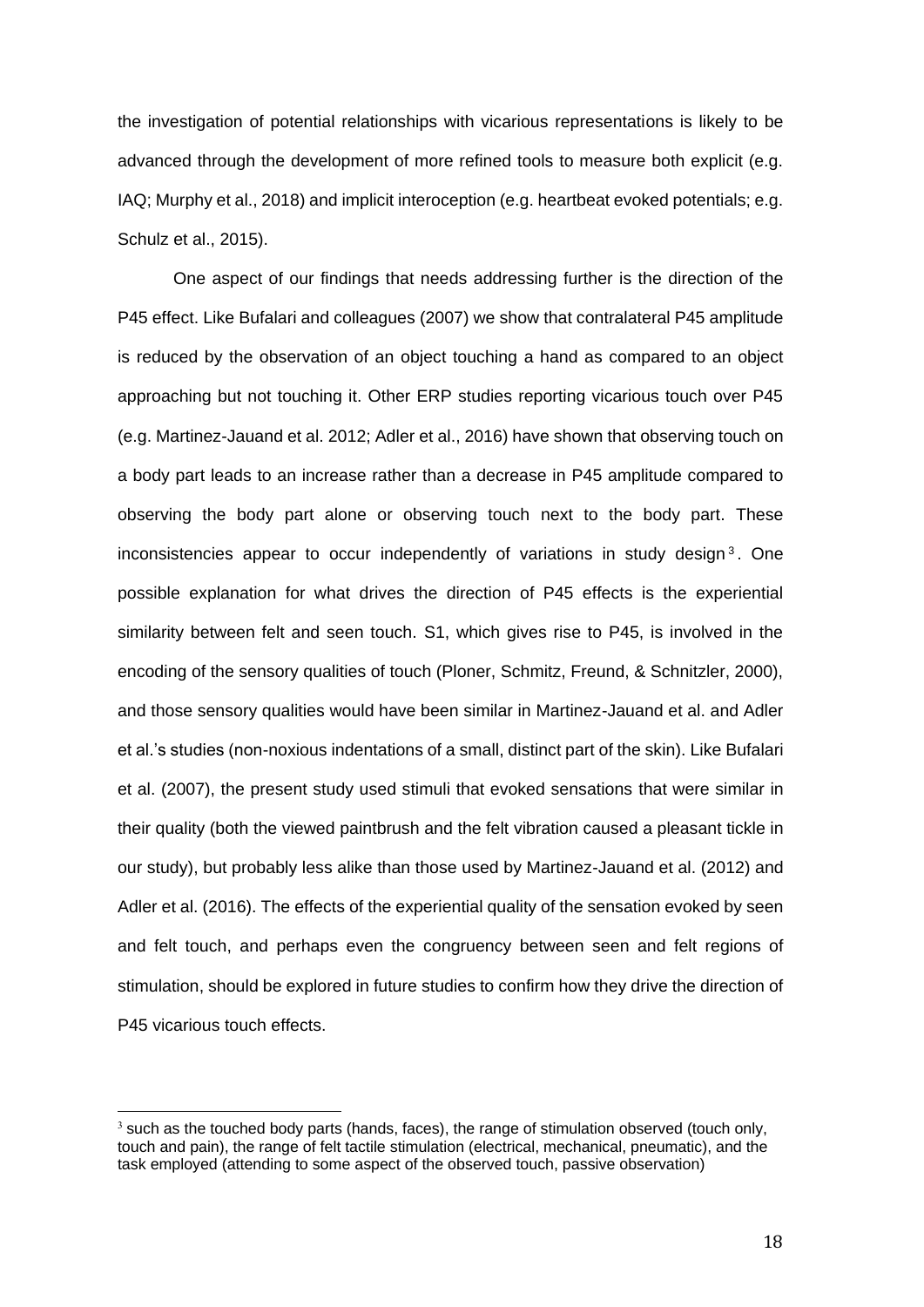the investigation of potential relationships with vicarious representations is likely to be advanced through the development of more refined tools to measure both explicit (e.g. IAQ; Murphy et al., 2018) and implicit interoception (e.g. heartbeat evoked potentials; e.g. Schulz et al., 2015).

One aspect of our findings that needs addressing further is the direction of the P45 effect. Like Bufalari and colleagues (2007) we show that contralateral P45 amplitude is reduced by the observation of an object touching a hand as compared to an object approaching but not touching it. Other ERP studies reporting vicarious touch over P45 (e.g. Martinez-Jauand et al. 2012; Adler et al., 2016) have shown that observing touch on a body part leads to an increase rather than a decrease in P45 amplitude compared to observing the body part alone or observing touch next to the body part. These inconsistencies appear to occur independently of variations in study design[3]. One possible explanation for what drives the direction of P45 effects is the experiential similarity between felt and seen touch. S1, which gives rise to P45, is involved in the encoding of the sensory qualities of touch (Ploner, Schmitz, Freund, & Schnitzler, 2000), and those sensory qualities would have been similar in Martinez-Jauand et al. and Adler et al.'s studies (non-noxious indentations of a small, distinct part of the skin). Like Bufalari et al. (2007), the present study used stimuli that evoked sensations that were similar in their quality (both the viewed paintbrush and the felt vibration caused a pleasant tickle in our study), but probably less alike than those used by Martinez-Jauand et al. (2012) and Adler et al. (2016). The effects of the experiential quality of the sensation evoked by seen and felt touch, and perhaps even the congruency between seen and felt regions of stimulation, should be explored in future studies to confirm how they drive the direction of P45 vicarious touch effects.

[3] such as the touched body parts (hands, faces), the range of stimulation observed (touch only, touch and pain), the range of felt tactile stimulation (electrical, mechanical, pneumatic), and the task employed (attending to some aspect of the observed touch, passive observation)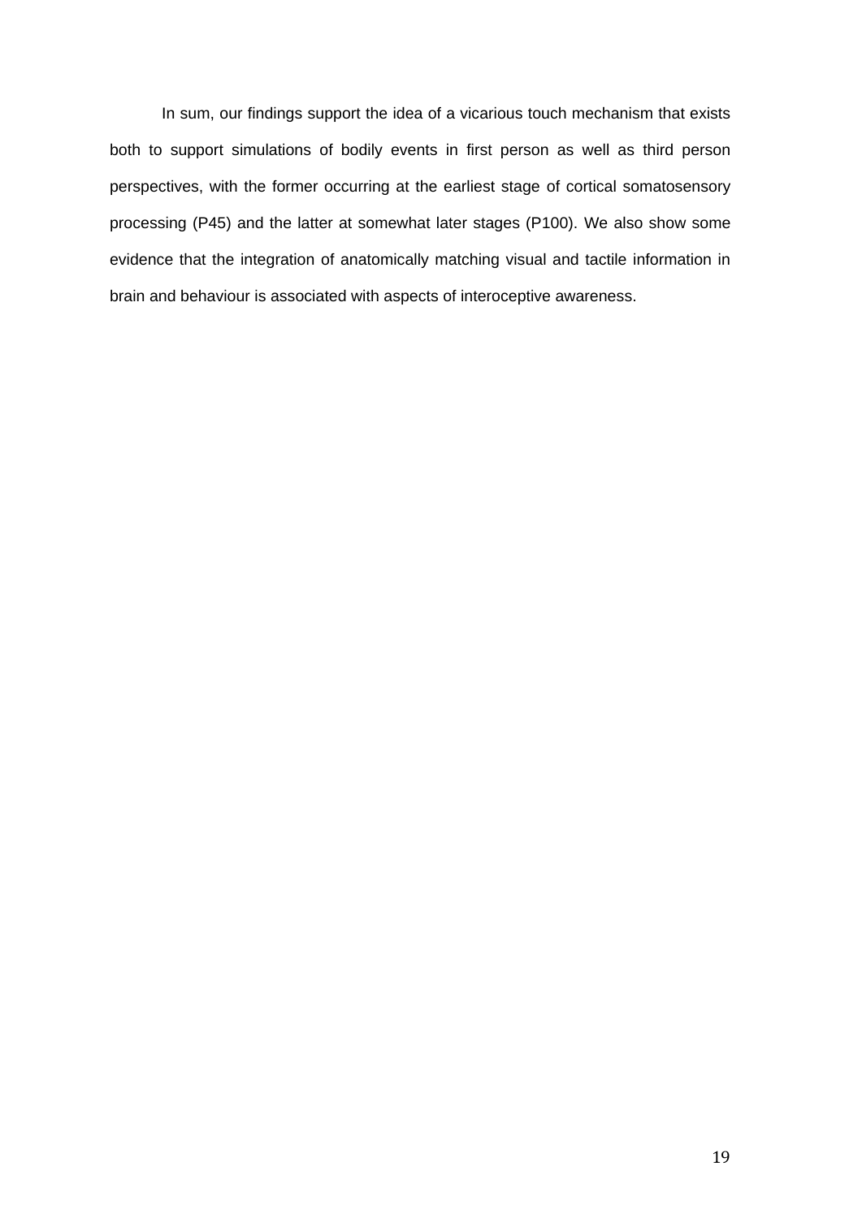In sum, our findings support the idea of a vicarious touch mechanism that exists both to support simulations of bodily events in first person as well as third person perspectives, with the former occurring at the earliest stage of cortical somatosensory processing (P45) and the latter at somewhat later stages (P100). We also show some evidence that the integration of anatomically matching visual and tactile information in brain and behaviour is associated with aspects of interoceptive awareness.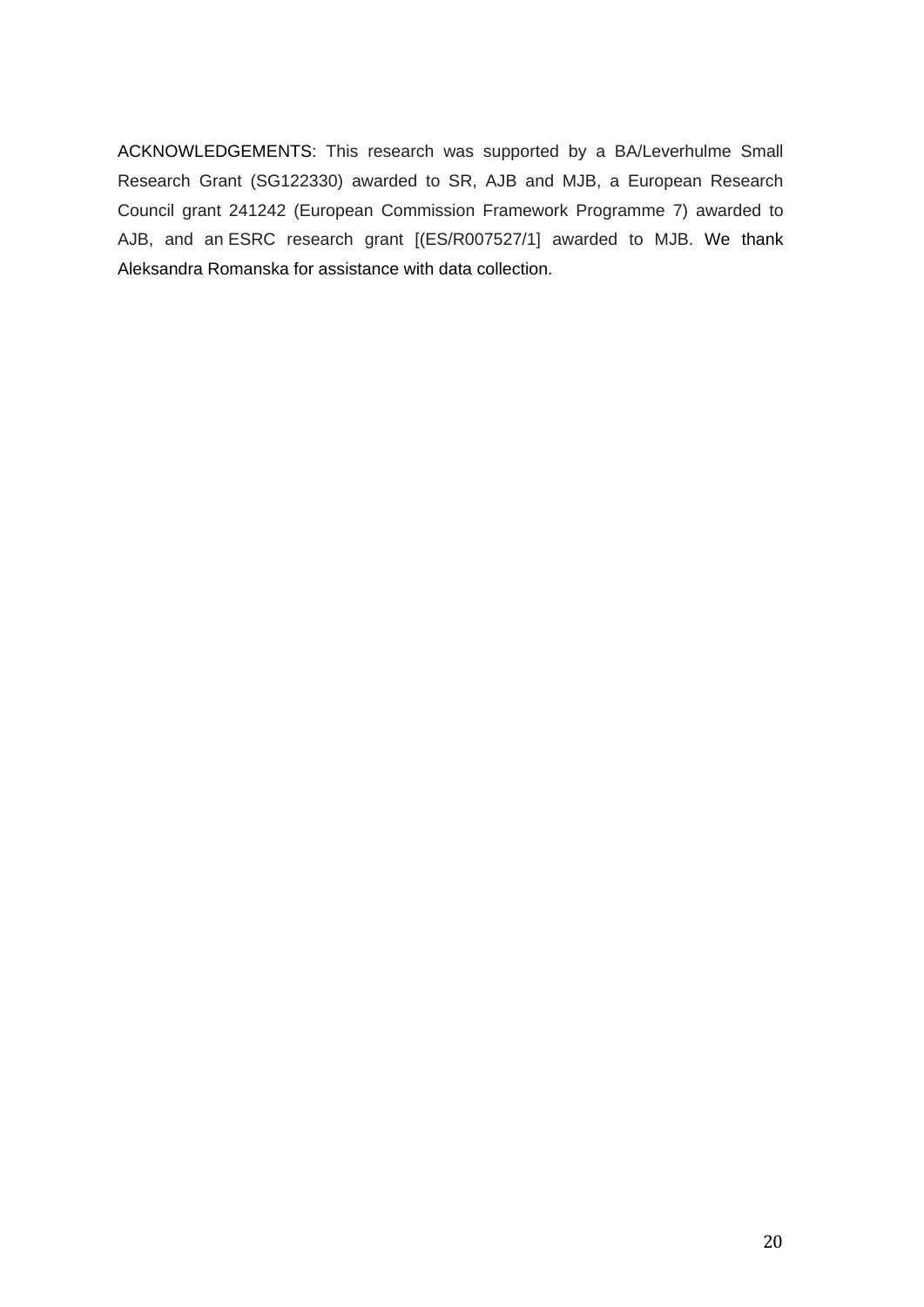ACKNOWLEDGEMENTS: This research was supported by a BA/Leverhulme Small Research Grant (SG122330) awarded to SR, AJB and MJB, a European Research Council grant 241242 (European Commission Framework Programme 7) awarded to AJB, and an ESRC research grant [(ES/R007527/1] awarded to MJB. We thank Aleksandra Romanska for assistance with data collection.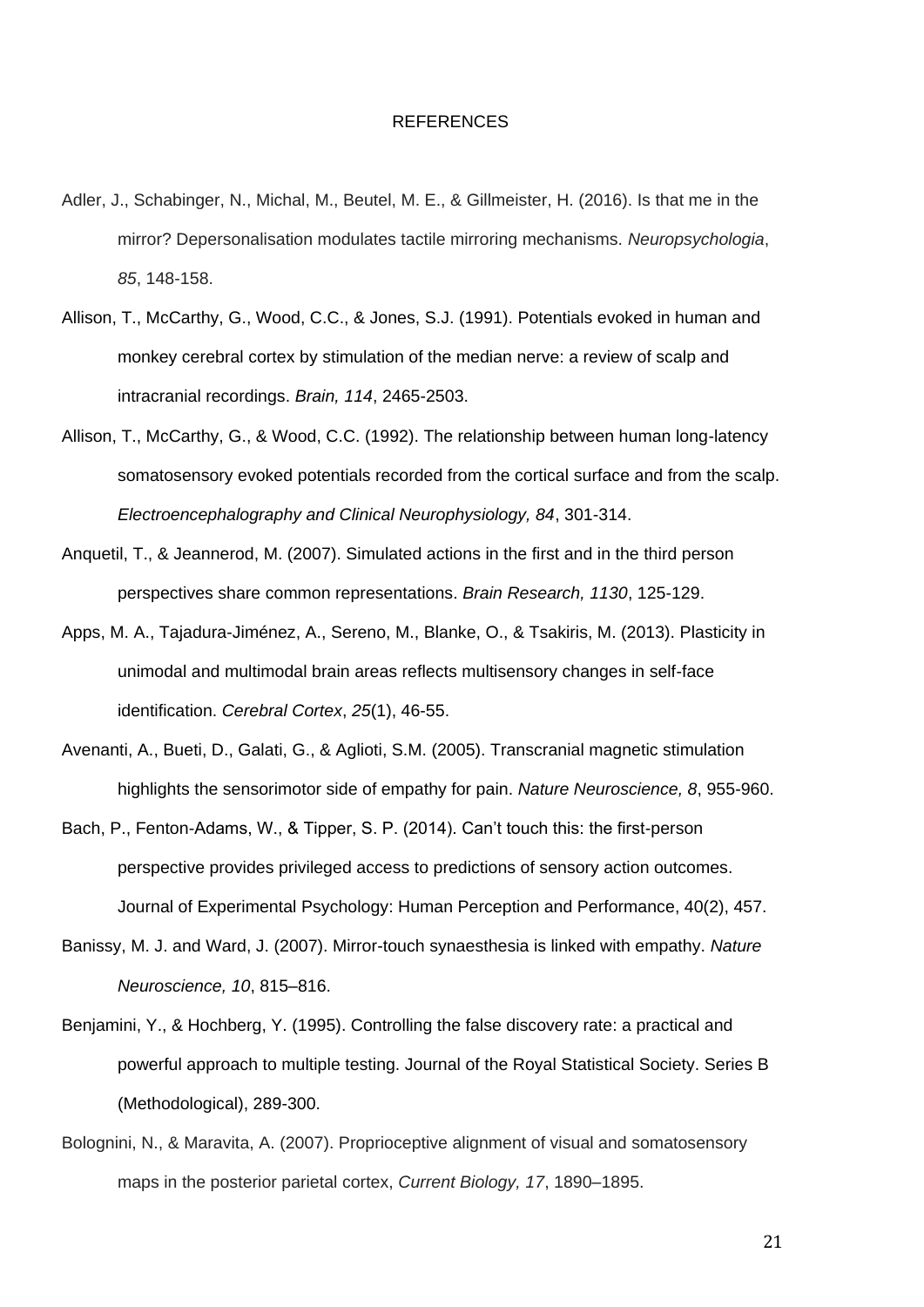# REFERENCES

Adler, J., Schabinger, N., Michal, M., Beutel, M. E., & Gillmeister, H. (2016). Is that me in the mirror? Depersonalisation modulates tactile mirroring mechanisms. *Neuropsychologia*, *85*, 148-158.

Allison, T., McCarthy, G., Wood, C.C., & Jones, S.J. (1991). Potentials evoked in human and monkey cerebral cortex by stimulation of the median nerve: a review of scalp and intracranial recordings. *Brain, 114*, 2465-2503.

Allison, T., McCarthy, G., & Wood, C.C. (1992). The relationship between human long-latency somatosensory evoked potentials recorded from the cortical surface and from the scalp. *Electroencephalography and Clinical Neurophysiology, 84*, 301-314.

Anquetil, T., & Jeannerod, M. (2007). Simulated actions in the first and in the third person perspectives share common representations. *Brain Research, 1130*, 125-129.

Apps, M. A., Tajadura-Jiménez, A., Sereno, M., Blanke, O., & Tsakiris, M. (2013). Plasticity in unimodal and multimodal brain areas reflects multisensory changes in self-face identification. *Cerebral Cortex*, *25*(1), 46-55.

Avenanti, A., Bueti, D., Galati, G., & Aglioti, S.M. (2005). Transcranial magnetic stimulation highlights the sensorimotor side of empathy for pain. *Nature Neuroscience, 8*, 955-960.

Bach, P., Fenton-Adams, W., & Tipper, S. P. (2014). Can't touch this: the first-person perspective provides privileged access to predictions of sensory action outcomes. Journal of Experimental Psychology: Human Perception and Performance, 40(2), 457.

Banissy, M. J. and Ward, J. (2007). Mirror-touch synaesthesia is linked with empathy. *Nature Neuroscience, 10*, 815–816.

Benjamini, Y., & Hochberg, Y. (1995). Controlling the false discovery rate: a practical and powerful approach to multiple testing. Journal of the Royal Statistical Society. Series B (Methodological), 289-300.

Bolognini, N., & Maravita, A. (2007). Proprioceptive alignment of visual and somatosensory maps in the posterior parietal cortex, *Current Biology, 17*, 1890–1895.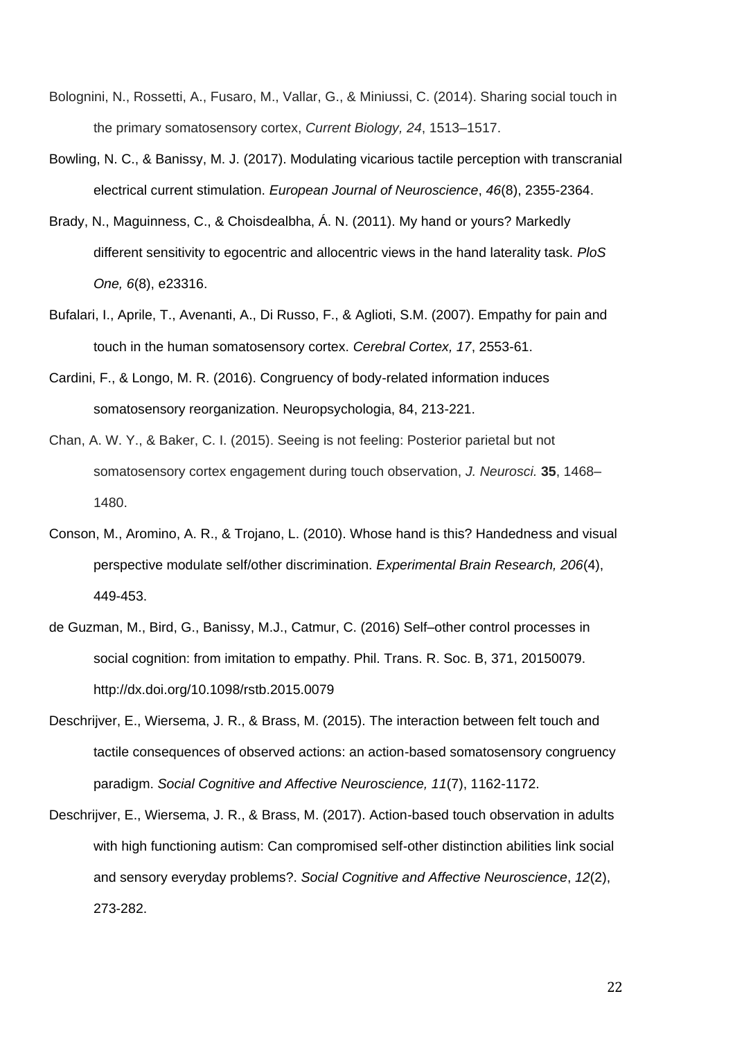Bolognini, N., Rossetti, A., Fusaro, M., Vallar, G., & Miniussi, C. (2014). Sharing social touch in the primary somatosensory cortex, *Current Biology, 24*, 1513–1517.

Bowling, N. C., & Banissy, M. J. (2017). Modulating vicarious tactile perception with transcranial electrical current stimulation. *European Journal of Neuroscience*, *46*(8), 2355-2364.

Brady, N., Maguinness, C., & Choisdealbha, Á. N. (2011). My hand or yours? Markedly different sensitivity to egocentric and allocentric views in the hand laterality task. *PloS One, 6*(8), e23316.

Bufalari, I., Aprile, T., Avenanti, A., Di Russo, F., & Aglioti, S.M. (2007). Empathy for pain and touch in the human somatosensory cortex. *Cerebral Cortex, 17*, 2553-61.

Cardini, F., & Longo, M. R. (2016). Congruency of body-related information induces somatosensory reorganization. Neuropsychologia, 84, 213-221.

Chan, A. W. Y., & Baker, C. I. (2015). Seeing is not feeling: Posterior parietal but not somatosensory cortex engagement during touch observation, *J. Neurosci.* **35**, 1468–1480.

Conson, M., Aromino, A. R., & Trojano, L. (2010). Whose hand is this? Handedness and visual perspective modulate self/other discrimination. *Experimental Brain Research, 206*(4), 449-453.

de Guzman, M., Bird, G., Banissy, M.J., Catmur, C. (2016) Self–other control processes in social cognition: from imitation to empathy. Phil. Trans. R. Soc. B, 371, 20150079. http://dx.doi.org/10.1098/rstb.2015.0079

Deschrijver, E., Wiersema, J. R., & Brass, M. (2015). The interaction between felt touch and tactile consequences of observed actions: an action-based somatosensory congruency paradigm. *Social Cognitive and Affective Neuroscience, 11*(7), 1162-1172.

Deschrijver, E., Wiersema, J. R., & Brass, M. (2017). Action-based touch observation in adults with high functioning autism: Can compromised self-other distinction abilities link social and sensory everyday problems?. *Social Cognitive and Affective Neuroscience*, *12*(2), 273-282.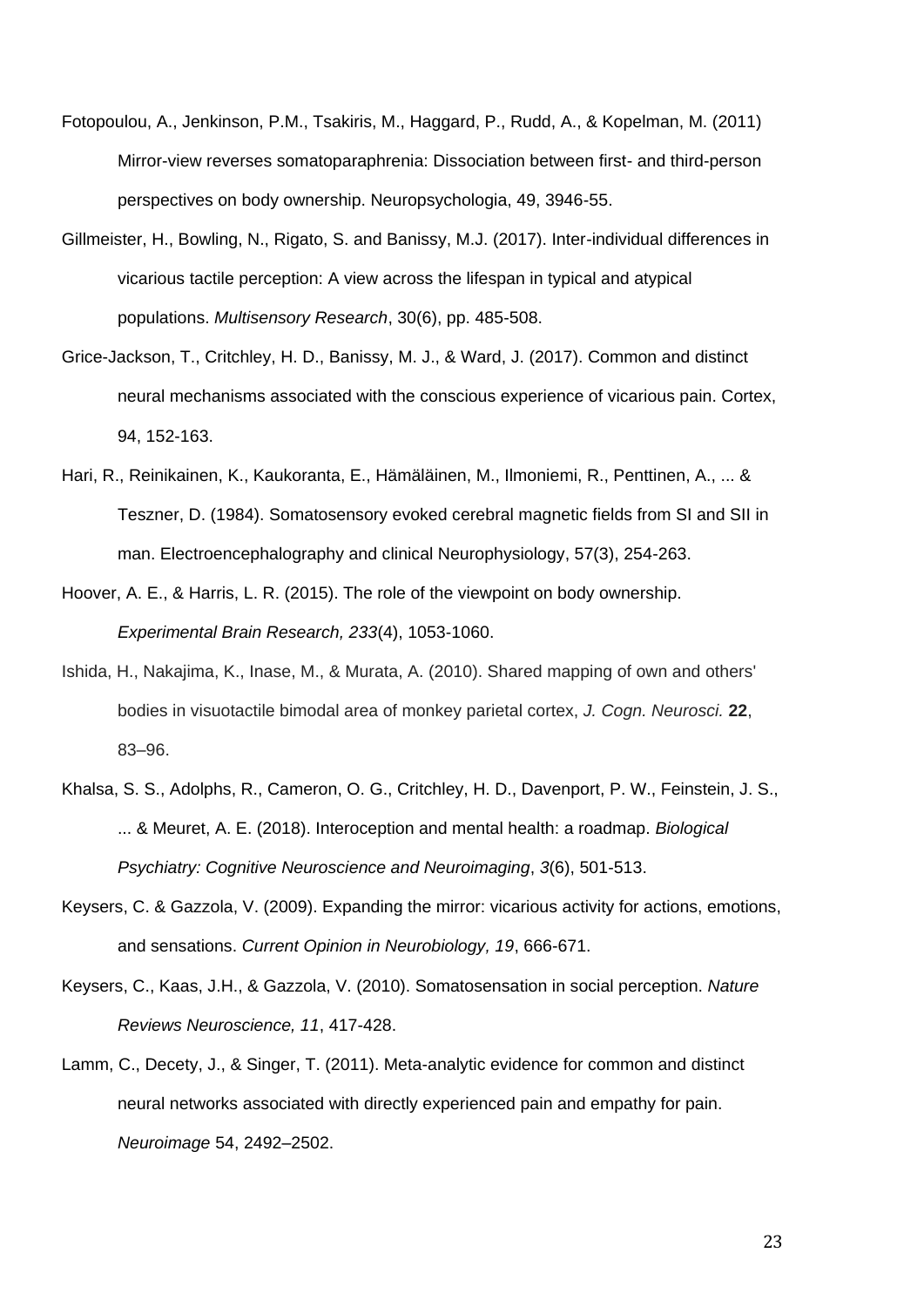Fotopoulou, A., Jenkinson, P.M., Tsakiris, M., Haggard, P., Rudd, A., & Kopelman, M. (2011) Mirror-view reverses somatoparaphrenia: Dissociation between first- and third-person perspectives on body ownership. Neuropsychologia, 49, 3946-55.

Gillmeister, H., Bowling, N., Rigato, S. and Banissy, M.J. (2017). Inter-individual differences in vicarious tactile perception: A view across the lifespan in typical and atypical populations. *Multisensory Research*, 30(6), pp. 485-508.

Grice-Jackson, T., Critchley, H. D., Banissy, M. J., & Ward, J. (2017). Common and distinct neural mechanisms associated with the conscious experience of vicarious pain. Cortex, 94, 152-163.

Hari, R., Reinikainen, K., Kaukoranta, E., Hämäläinen, M., Ilmoniemi, R., Penttinen, A., ... & Teszner, D. (1984). Somatosensory evoked cerebral magnetic fields from SI and SII in man. Electroencephalography and clinical Neurophysiology, 57(3), 254-263.

Hoover, A. E., & Harris, L. R. (2015). The role of the viewpoint on body ownership. *Experimental Brain Research, 233*(4), 1053-1060.

Ishida, H., Nakajima, K., Inase, M., & Murata, A. (2010). Shared mapping of own and others' bodies in visuotactile bimodal area of monkey parietal cortex, *J. Cogn. Neurosci.* **22**, 83–96.

Khalsa, S. S., Adolphs, R., Cameron, O. G., Critchley, H. D., Davenport, P. W., Feinstein, J. S., ... & Meuret, A. E. (2018). Interoception and mental health: a roadmap. *Biological Psychiatry: Cognitive Neuroscience and Neuroimaging*, *3*(6), 501-513.

Keysers, C. & Gazzola, V. (2009). Expanding the mirror: vicarious activity for actions, emotions, and sensations. *Current Opinion in Neurobiology, 19*, 666-671.

Keysers, C., Kaas, J.H., & Gazzola, V. (2010). Somatosensation in social perception. *Nature Reviews Neuroscience, 11*, 417-428.

Lamm, C., Decety, J., & Singer, T. (2011). Meta-analytic evidence for common and distinct neural networks associated with directly experienced pain and empathy for pain. *Neuroimage* 54, 2492–2502.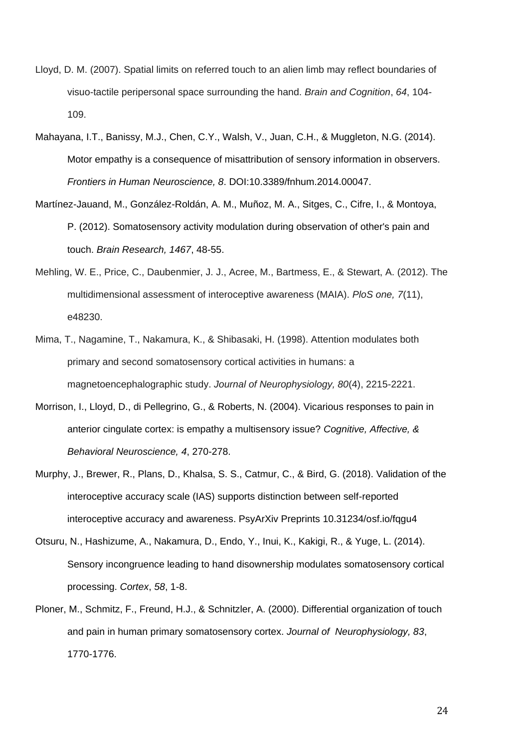Lloyd, D. M. (2007). Spatial limits on referred touch to an alien limb may reflect boundaries of visuo-tactile peripersonal space surrounding the hand. *Brain and Cognition*, *64*, 104-109.

Mahayana, I.T., Banissy, M.J., Chen, C.Y., Walsh, V., Juan, C.H., & Muggleton, N.G. (2014). Motor empathy is a consequence of misattribution of sensory information in observers. *Frontiers in Human Neuroscience, 8*. DOI:10.3389/fnhum.2014.00047.

Martínez-Jauand, M., González-Roldán, A. M., Muñoz, M. A., Sitges, C., Cifre, I., & Montoya, P. (2012). Somatosensory activity modulation during observation of other's pain and touch. *Brain Research, 1467*, 48-55.

Mehling, W. E., Price, C., Daubenmier, J. J., Acree, M., Bartmess, E., & Stewart, A. (2012). The multidimensional assessment of interoceptive awareness (MAIA). *PloS one, 7*(11), e48230.

Mima, T., Nagamine, T., Nakamura, K., & Shibasaki, H. (1998). Attention modulates both primary and second somatosensory cortical activities in humans: a magnetoencephalographic study. *Journal of Neurophysiology, 80*(4), 2215-2221.

Morrison, I., Lloyd, D., di Pellegrino, G., & Roberts, N. (2004). Vicarious responses to pain in anterior cingulate cortex: is empathy a multisensory issue? *Cognitive, Affective, & Behavioral Neuroscience, 4*, 270-278.

Murphy, J., Brewer, R., Plans, D., Khalsa, S. S., Catmur, C., & Bird, G. (2018). Validation of the interoceptive accuracy scale (IAS) supports distinction between self-reported interoceptive accuracy and awareness. PsyArXiv Preprints 10.31234/osf.io/fqgu4

Otsuru, N., Hashizume, A., Nakamura, D., Endo, Y., Inui, K., Kakigi, R., & Yuge, L. (2014). Sensory incongruence leading to hand disownership modulates somatosensory cortical processing. *Cortex*, *58*, 1-8.

Ploner, M., Schmitz, F., Freund, H.J., & Schnitzler, A. (2000). Differential organization of touch and pain in human primary somatosensory cortex. *Journal of Neurophysiology, 83*, 1770-1776.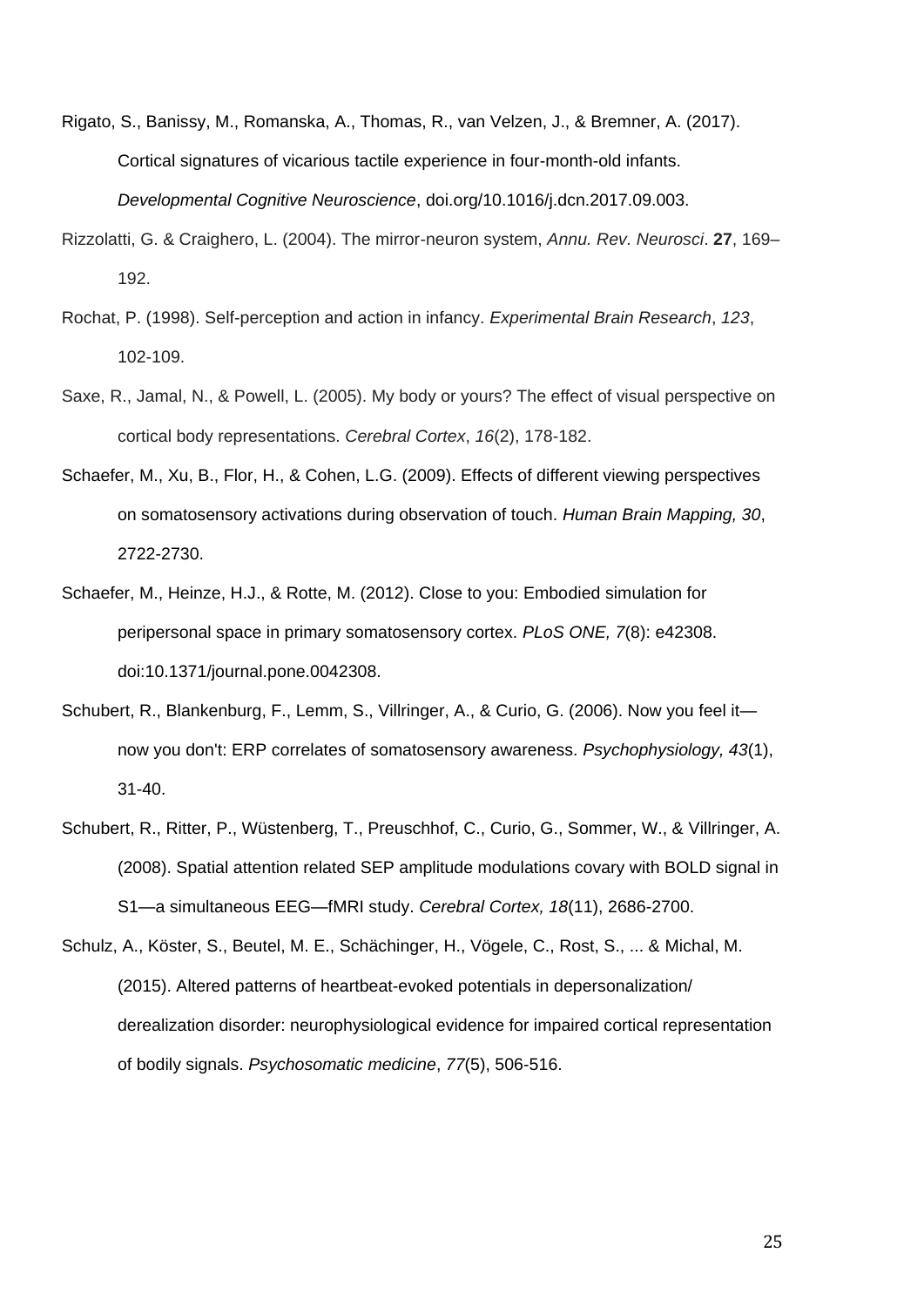Rigato, S., Banissy, M., Romanska, A., Thomas, R., van Velzen, J., & Bremner, A. (2017). Cortical signatures of vicarious tactile experience in four-month-old infants. *Developmental Cognitive Neuroscience*, doi.org/10.1016/j.dcn.2017.09.003.

Rizzolatti, G. & Craighero, L. (2004). The mirror-neuron system, *Annu. Rev. Neurosci*. **27**, 169–192.

Rochat, P. (1998). Self-perception and action in infancy. *Experimental Brain Research*, *123*, 102-109.

Saxe, R., Jamal, N., & Powell, L. (2005). My body or yours? The effect of visual perspective on cortical body representations. *Cerebral Cortex*, *16*(2), 178-182.

Schaefer, M., Xu, B., Flor, H., & Cohen, L.G. (2009). Effects of different viewing perspectives on somatosensory activations during observation of touch. *Human Brain Mapping, 30*, 2722-2730.

Schaefer, M., Heinze, H.J., & Rotte, M. (2012). Close to you: Embodied simulation for peripersonal space in primary somatosensory cortex. *PLoS ONE, 7*(8): e42308. doi:10.1371/journal.pone.0042308.

Schubert, R., Blankenburg, F., Lemm, S., Villringer, A., & Curio, G. (2006). Now you feel it—now you don't: ERP correlates of somatosensory awareness. *Psychophysiology, 43*(1), 31-40.

Schubert, R., Ritter, P., Wüstenberg, T., Preuschhof, C., Curio, G., Sommer, W., & Villringer, A. (2008). Spatial attention related SEP amplitude modulations covary with BOLD signal in S1—a simultaneous EEG—fMRI study. *Cerebral Cortex, 18*(11), 2686-2700.

Schulz, A., Köster, S., Beutel, M. E., Schächinger, H., Vögele, C., Rost, S., ... & Michal, M. (2015). Altered patterns of heartbeat-evoked potentials in depersonalization/ derealization disorder: neurophysiological evidence for impaired cortical representation of bodily signals. *Psychosomatic medicine*, *77*(5), 506-516.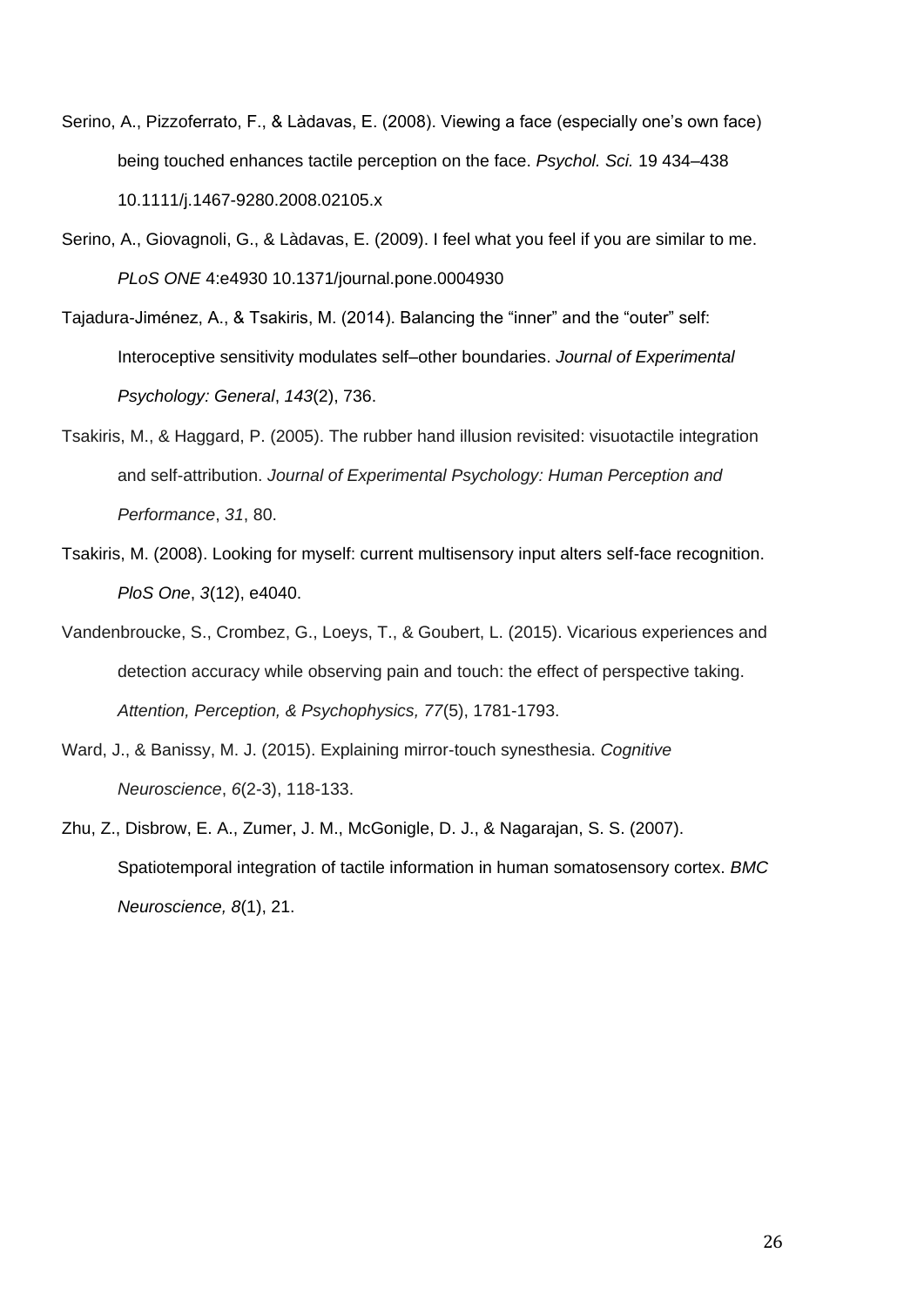Serino, A., Pizzoferrato, F., & Làdavas, E. (2008). Viewing a face (especially one's own face) being touched enhances tactile perception on the face. *Psychol. Sci.* 19 434–438 10.1111/j.1467-9280.2008.02105.x

Serino, A., Giovagnoli, G., & Làdavas, E. (2009). I feel what you feel if you are similar to me. *PLoS ONE* 4:e4930 10.1371/journal.pone.0004930

Tajadura-Jiménez, A., & Tsakiris, M. (2014). Balancing the "inner" and the "outer" self: Interoceptive sensitivity modulates self–other boundaries. *Journal of Experimental Psychology: General*, *143*(2), 736.

Tsakiris, M., & Haggard, P. (2005). The rubber hand illusion revisited: visuotactile integration and self-attribution. *Journal of Experimental Psychology: Human Perception and Performance*, *31*, 80.

Tsakiris, M. (2008). Looking for myself: current multisensory input alters self-face recognition. *PloS One*, *3*(12), e4040.

Vandenbroucke, S., Crombez, G., Loeys, T., & Goubert, L. (2015). Vicarious experiences and detection accuracy while observing pain and touch: the effect of perspective taking. *Attention, Perception, & Psychophysics, 77*(5), 1781-1793.

Ward, J., & Banissy, M. J. (2015). Explaining mirror-touch synesthesia. *Cognitive Neuroscience*, *6*(2-3), 118-133.

Zhu, Z., Disbrow, E. A., Zumer, J. M., McGonigle, D. J., & Nagarajan, S. S. (2007). Spatiotemporal integration of tactile information in human somatosensory cortex. *BMC Neuroscience, 8*(1), 21.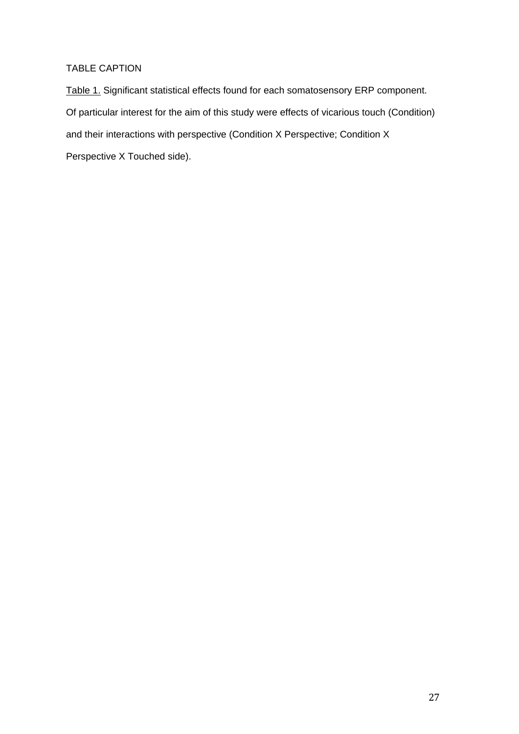TABLE CAPTION

Table 1. Significant statistical effects found for each somatosensory ERP component. Of particular interest for the aim of this study were effects of vicarious touch (Condition) and their interactions with perspective (Condition X Perspective; Condition X Perspective X Touched side).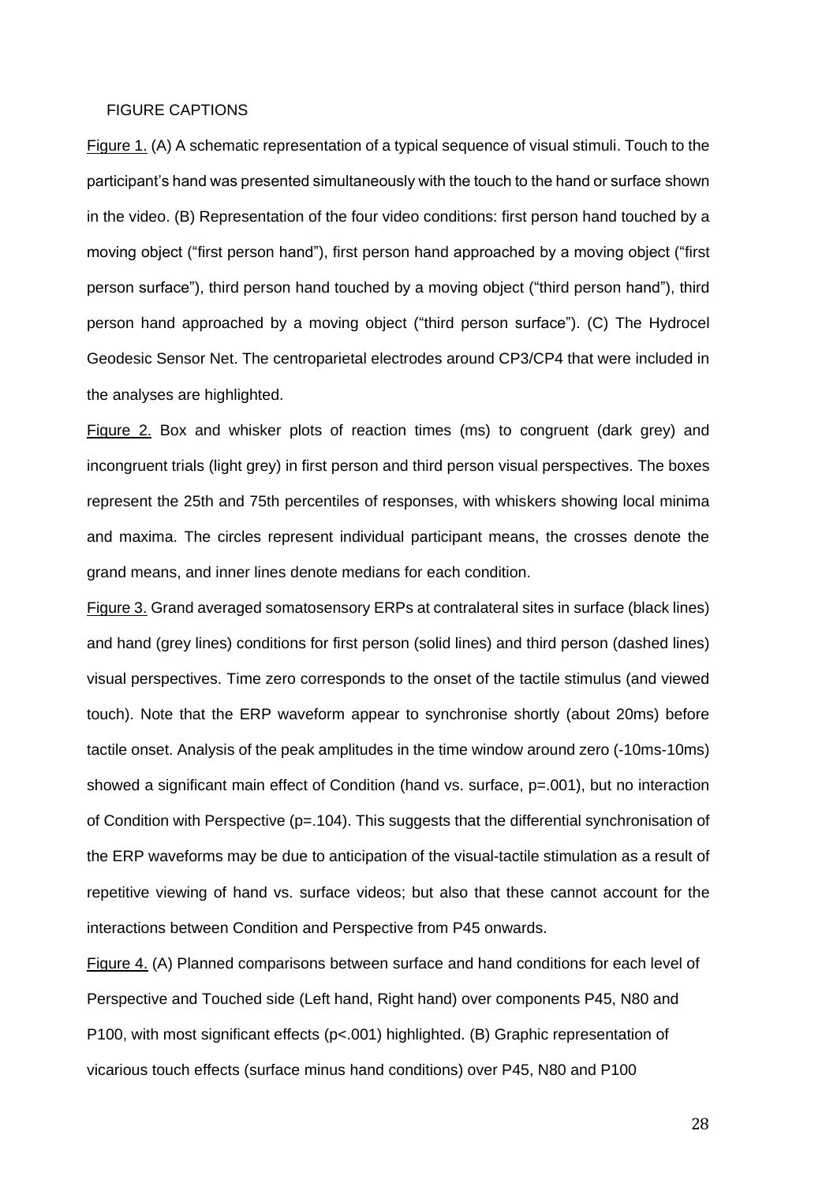FIGURE CAPTIONS

Figure 1. (A) A schematic representation of a typical sequence of visual stimuli. Touch to the participant's hand was presented simultaneously with the touch to the hand or surface shown in the video. (B) Representation of the four video conditions: first person hand touched by a moving object ("first person hand"), first person hand approached by a moving object ("first person surface"), third person hand touched by a moving object ("third person hand"), third person hand approached by a moving object ("third person surface"). (C) The Hydrocel Geodesic Sensor Net. The centroparietal electrodes around CP3/CP4 that were included in the analyses are highlighted.

Figure 2. Box and whisker plots of reaction times (ms) to congruent (dark grey) and incongruent trials (light grey) in first person and third person visual perspectives. The boxes represent the 25th and 75th percentiles of responses, with whiskers showing local minima and maxima. The circles represent individual participant means, the crosses denote the grand means, and inner lines denote medians for each condition.

Figure 3. Grand averaged somatosensory ERPs at contralateral sites in surface (black lines) and hand (grey lines) conditions for first person (solid lines) and third person (dashed lines) visual perspectives. Time zero corresponds to the onset of the tactile stimulus (and viewed touch). Note that the ERP waveform appear to synchronise shortly (about 20ms) before tactile onset. Analysis of the peak amplitudes in the time window around zero (-10ms-10ms) showed a significant main effect of Condition (hand vs. surface, $p=.001$), but no interaction of Condition with Perspective ($p=.104$). This suggests that the differential synchronisation of the ERP waveforms may be due to anticipation of the visual-tactile stimulation as a result of repetitive viewing of hand vs. surface videos; but also that these cannot account for the interactions between Condition and Perspective from P45 onwards.

Figure 4. (A) Planned comparisons between surface and hand conditions for each level of Perspective and Touched side (Left hand, Right hand) over components P45, N80 and P100, with most significant effects ($p<.001$) highlighted. (B) Graphic representation of vicarious touch effects (surface minus hand conditions) over P45, N80 and P100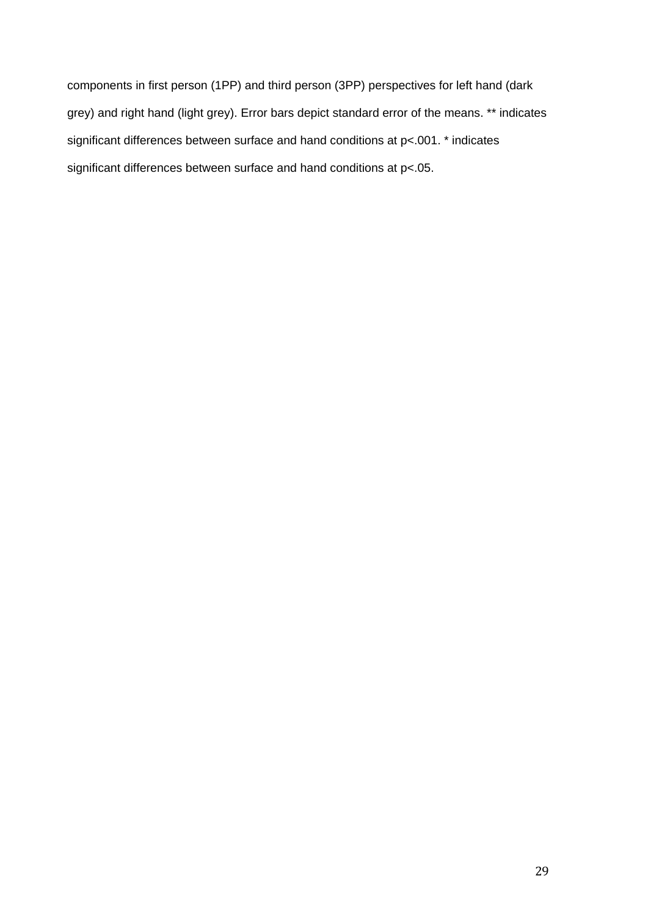components in first person (1PP) and third person (3PP) perspectives for left hand (dark grey) and right hand (light grey). Error bars depict standard error of the means. ** indicates significant differences between surface and hand conditions at $p<.001$. * indicates significant differences between surface and hand conditions at $p<.05$.